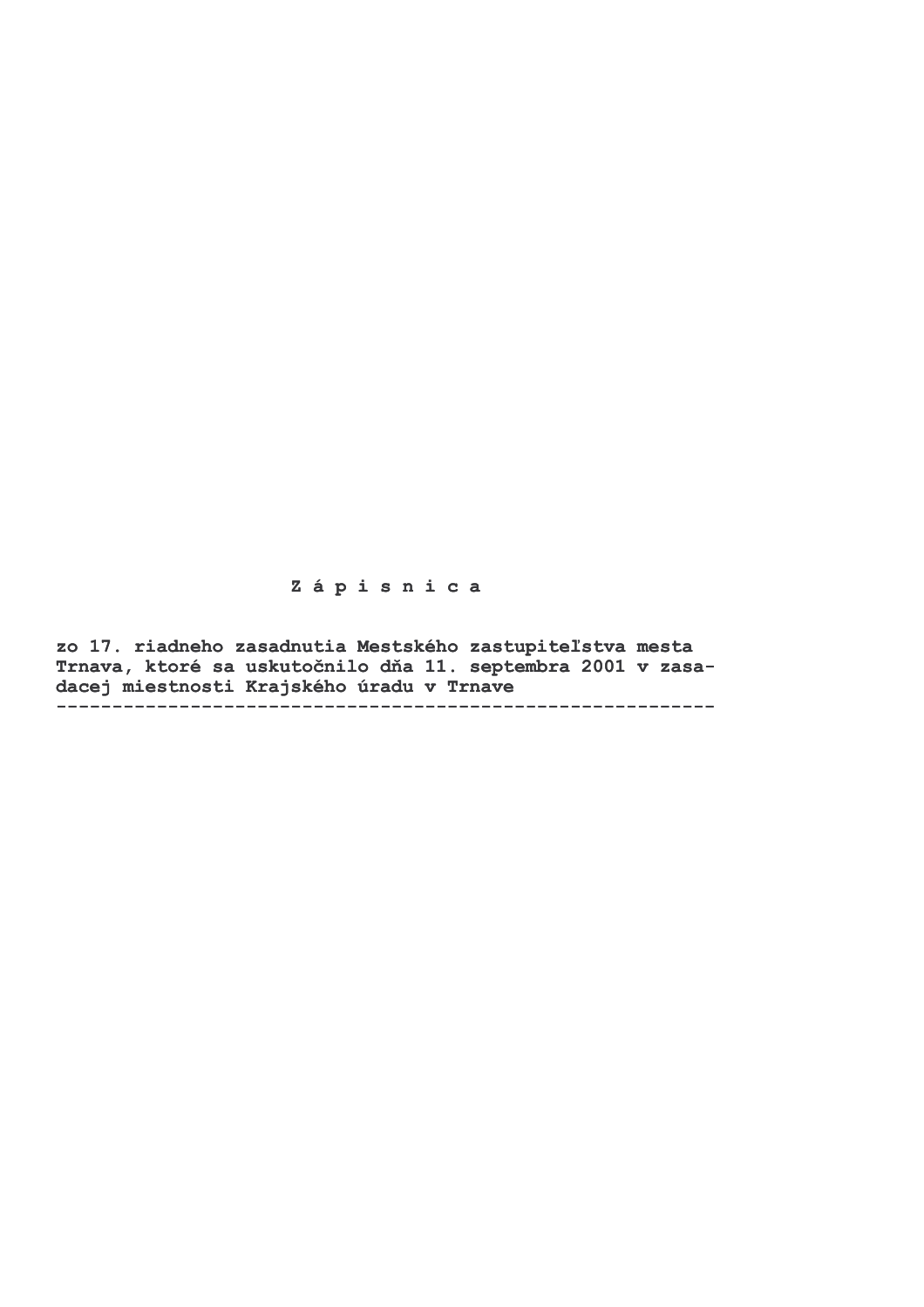# Z á p i s n i c a

**zo 17. riadneho zasadnutia Mestského zastupiteľstva mesta Trnava, ktoré sa uskutočnilo dňa 11. septembra 2001 v zasadacej miestnosti Krajského úradu v Trnave**

---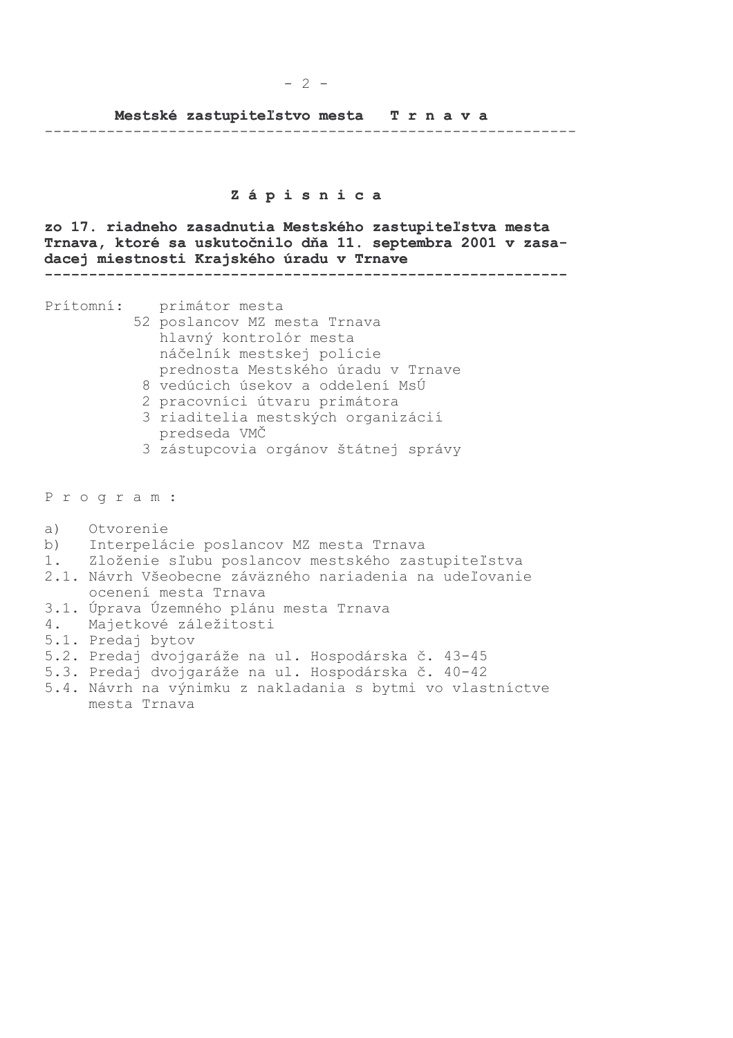**Mestské zastupiteľstvo mesta T r n a v a**

---

# Z á p i s n i c a

**zo 17. riadneho zasadnutia Mestského zastupiteľstva mesta Trnava, ktoré sa uskutočnilo dňa 11. septembra 2001 v zasadacej miestnosti Krajského úradu v Trnave**

---

Prítomní:
- primátor mesta
- 52 poslancov MZ mesta Trnava
- hlavný kontrolór mesta
- náčelník mestskej polície
- prednosta Mestského úradu v Trnave
- 8 vedúcich úsekov a oddelení MsÚ
- 2 pracovníci útvaru primátora
- 3 riaditelia mestských organizácií
- predseda VMČ
- 3 zástupcovia orgánov štátnej správy

P r o g r a m :

a) Otvorenie  
b) Interpelácie poslancov MZ mesta Trnava  
1. Zloženie sľubu poslancov mestského zastupiteľstva  
2.1. Návrh Všeobecne záväzného nariadenia na udeľovanie ocenení mesta Trnava  
3.1. Úprava Územného plánu mesta Trnava  
4. Majetkové záležitosti  
5.1. Predaj bytov  
5.2. Predaj dvojgaráže na ul. Hospodárska č. 43-45  
5.3. Predaj dvojgaráže na ul. Hospodárska č. 40-42  
5.4. Návrh na výnimku z nakladania s bytmi vo vlastníctve mesta Trnava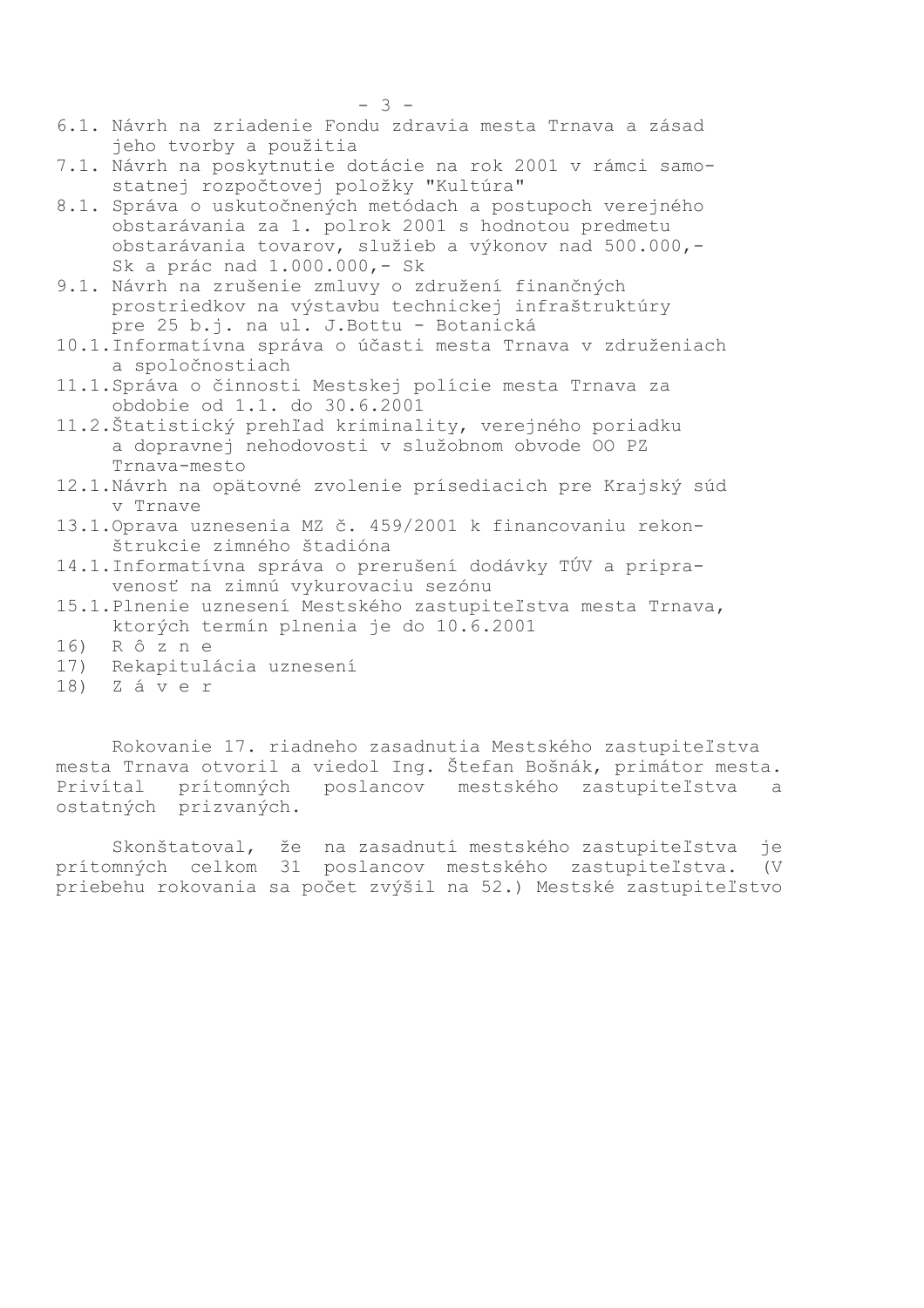6.1. Návrh na zriadenie Fondu zdravia mesta Trnava a zásad jeho tvorby a použitia

7.1. Návrh na poskytnutie dotácie na rok 2001 v rámci samostatnej rozpočtovej položky "Kultúra"

8.1. Správa o uskutočnených metódach a postupoch verejného obstarávania za 1. polrok 2001 s hodnotou predmetu obstarávania tovarov, služieb a výkonov nad 500.000,- Sk a prác nad 1.000.000,- Sk

9.1. Návrh na zrušenie zmluvy o združení finančných prostriedkov na výstavbu technickej infraštruktúry pre 25 b.j. na ul. J.Bottu - Botanická

10.1. Informatívna správa o účasti mesta Trnava v združeniach a spoločnostiach

11.1. Správa o činnosti Mestskej polície mesta Trnava za obdobie od 1.1. do 30.6.2001

11.2. Štatistický prehľad kriminality, verejného poriadku a dopravnej nehodovosti v služobnom obvode OO PZ Trnava-mesto

12.1. Návrh na opätovné zvolenie prísediacich pre Krajský súd v Trnave

13.1. Oprava uznesenia MZ č. 459/2001 k financovaniu rekonštrukcie zimného štadióna

14.1. Informatívna správa o prerušení dodávky TÚV a pripravenosť na zimnú vykurovaciu sezónu

15.1. Plnenie uznesení Mestského zastupiteľstva mesta Trnava, ktorých termín plnenia je do 10.6.2001

16) R ô z n e

17) Rekapitulácia uznesení

18) Z á v e r

Rokovanie 17. riadneho zasadnutia Mestského zastupiteľstva mesta Trnava otvoril a viedol Ing. Štefan Bošnák, primátor mesta. Privítal prítomných poslancov mestského zastupiteľstva a ostatných prizvaných.

Skonštatoval, že na zasadnutí mestského zastupiteľstva je prítomných celkom 31 poslancov mestského zastupiteľstva. (V priebehu rokovania sa počet zvýšil na 52.) Mestské zastupiteľstvo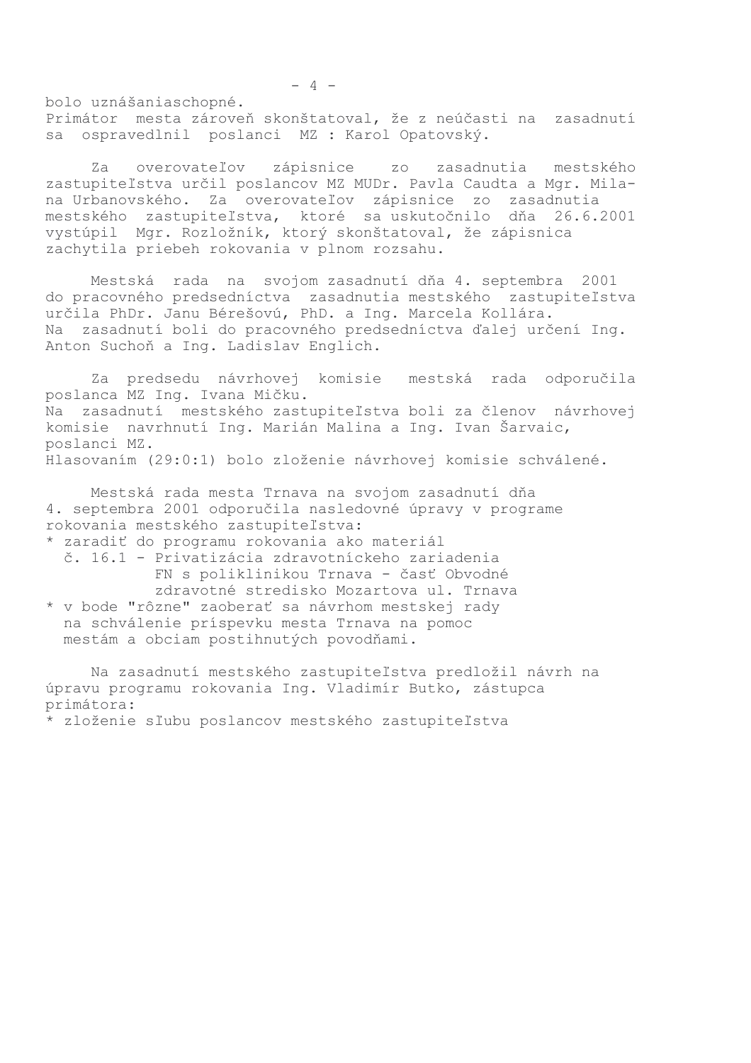bolo uznášaniaschopné.
Primátor mesta zároveň skonštatoval, že z neúčasti na zasadnutí sa ospravedlnil poslanci MZ : Karol Opatovský.

Za overovateľov zápisnice zo zasadnutia mestského zastupiteľstva určil poslancov MZ MUDr. Pavla Caudta a Mgr. Milana Urbanovského. Za overovateľov zápisnice zo zasadnutia mestského zastupiteľstva, ktoré sa uskutočnilo dňa 26.6.2001 vystúpil Mgr. Rozložník, ktorý skonštatoval, že zápisnica zachytila priebeh rokovania v plnom rozsahu.

Mestská rada na svojom zasadnutí dňa 4. septembra 2001 do pracovného predsedníctva zasadnutia mestského zastupiteľstva určila PhDr. Janu Bérešovú, PhD. a Ing. Marcela Kollára. Na zasadnutí boli do pracovného predsedníctva ďalej určení Ing. Anton Suchoň a Ing. Ladislav Englich.

Za predsedu návrhovej komisie mestská rada odporučila poslanca MZ Ing. Ivana Mičku.
Na zasadnutí mestského zastupiteľstva boli za členov návrhovej komisie navrhnutí Ing. Marián Malina a Ing. Ivan Šarvaic, poslanci MZ.
Hlasovaním (29:0:1) bolo zloženie návrhovej komisie schválené.

Mestská rada mesta Trnava na svojom zasadnutí dňa 4. septembra 2001 odporučila nasledovné úpravy v programe rokovania mestského zastupiteľstva:

* zaradiť do programu rokovania ako materiál
  č. 16.1 - Privatizácia zdravotníckeho zariadenia FN s poliklinikou Trnava - časť Obvodné zdravotné stredisko Mozartova ul. Trnava
* v bode "rôzne" zaoberať sa návrhom mestskej rady na schválenie príspevku mesta Trnava na pomoc mestám a obciam postihnutých povodňami.

Na zasadnutí mestského zastupiteľstva predložil návrh na úpravu programu rokovania Ing. Vladimír Butko, zástupca primátora:

* zloženie sľubu poslancov mestského zastupiteľstva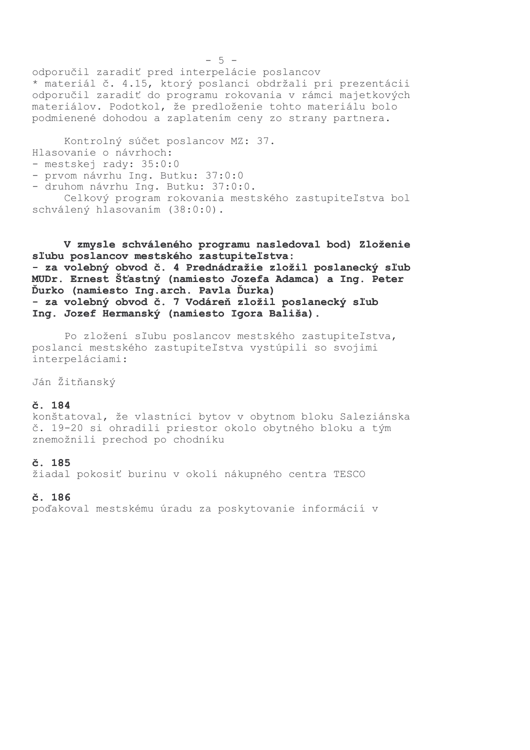odporučil zaradiť pred interpelácie poslancov
* materiál č. 4.15, ktorý poslanci obdržali pri prezentácii odporučil zaradiť do programu rokovania v rámci majetkových materiálov. Podotkol, že predloženie tohto materiálu bolo podmienené dohodou a zaplatením ceny zo strany partnera.

Kontrolný súčet poslancov MZ: 37.
Hlasovanie o návrhoch:
- mestskej rady: 35:0:0
- prvom návrhu Ing. Butku: 37:0:0
- druhom návrhu Ing. Butku: 37:0:0.

Celkový program rokovania mestského zastupiteľstva bol schválený hlasovaním (38:0:0).

**V zmysle schváleného programu nasledoval bod) Zloženie sľubu poslancov mestského zastupiteľstva:**
**- za volebný obvod č. 4 Prednádražie zložil poslanecký sľub MUDr. Ernest Šťastný (namiesto Jozefa Adamca) a Ing. Peter Ďurko (namiesto Ing.arch. Pavla Ďurka)**
**- za volebný obvod č. 7 Vodáreň zložil poslanecký sľub Ing. Jozef Hermanský (namiesto Igora Bališa).**

Po zložení sľubu poslancov mestského zastupiteľstva, poslanci mestského zastupiteľstva vystúpili so svojimi interpeláciami:

Ján Žitňanský

**č. 184**
konštatoval, že vlastníci bytov v obytnom bloku Saleziánska č. 19-20 si ohradili priestor okolo obytného bloku a tým znemožnili prechod po chodníku

**č. 185**
žiadal pokosiť burinu v okolí nákupného centra TESCO

**č. 186**
poďakoval mestskému úradu za poskytovanie informácií v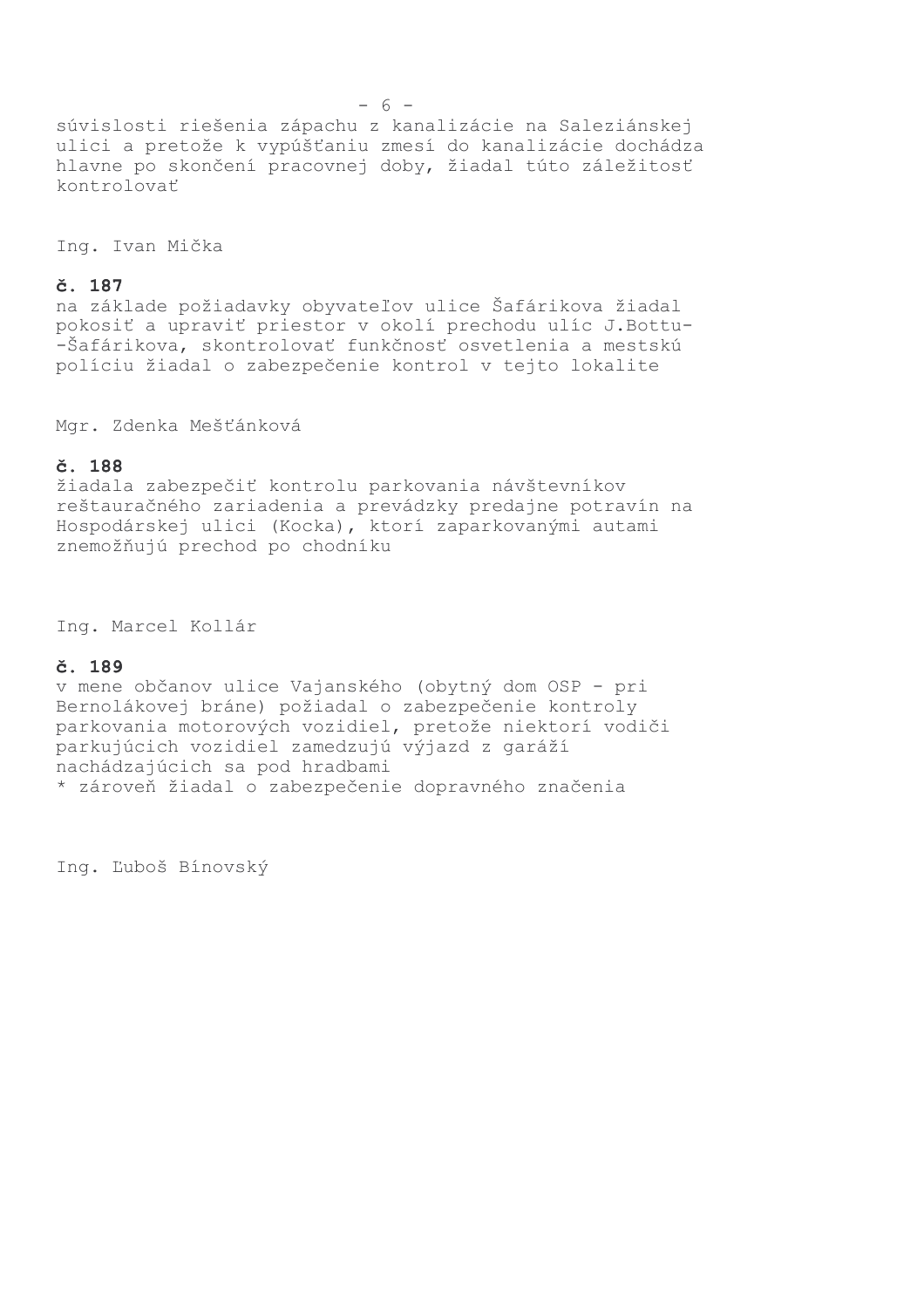súvislosti riešenia zápachu z kanalizácie na Saleziánskej ulici a pretože k vypúšťaniu zmesí do kanalizácie dochádza hlavne po skončení pracovnej doby, žiadal túto záležitosť kontrolovať

Ing. Ivan Mička

**č. 187**
na základe požiadavky obyvateľov ulice Šafárikova žiadal pokosiť a upraviť priestor v okolí prechodu ulíc J.Bottu-Šafárikova, skontrolovať funkčnosť osvetlenia a mestskú políciu žiadal o zabezpečenie kontrol v tejto lokalite

Mgr. Zdenka Mešťánková

**č. 188**
žiadala zabezpečiť kontrolu parkovania návštevníkov reštauračného zariadenia a prevádzky predajne potravín na Hospodárskej ulici (Kocka), ktorí zaparkovanými autami znemožňujú prechod po chodníku

Ing. Marcel Kollár

**č. 189**
v mene občanov ulice Vajanského (obytný dom OSP - pri Bernolákovej bráne) požiadal o zabezpečenie kontroly parkovania motorových vozidiel, pretože niektorí vodiči parkujúcich vozidiel zamedzujú výjazd z garáží nachádzajúcich sa pod hradbami
* zároveň žiadal o zabezpečenie dopravného značenia

Ing. Ľuboš Bínovský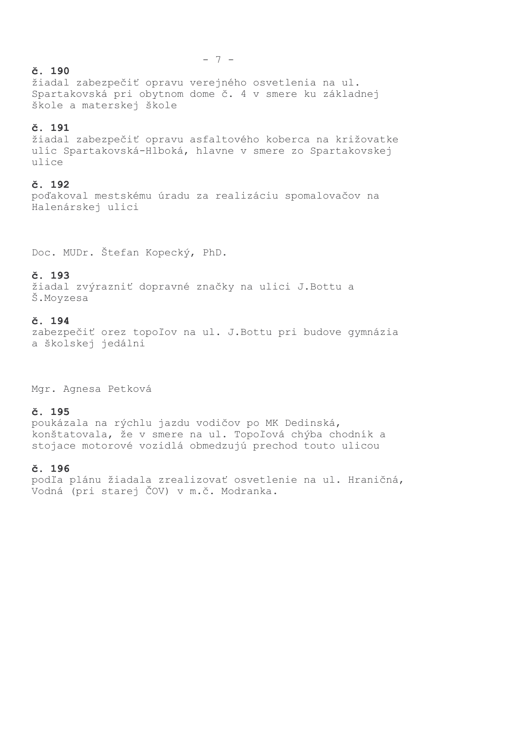**č. 190**
žiadal zabezpečiť opravu verejného osvetlenia na ul. Spartakovská pri obytnom dome č. 4 v smere ku základnej škole a materskej škole

**č. 191**
žiadal zabezpečiť opravu asfaltového koberca na križovatke ulíc Spartakovská-Hlboká, hlavne v smere zo Spartakovskej ulice

**č. 192**
poďakoval mestskému úradu za realizáciu spomalovačov na Halenárskej ulici

Doc. MUDr. Štefan Kopecký, PhD.

**č. 193**
žiadal zvýrazniť dopravné značky na ulici J.Bottu a Š.Moyzesa

**č. 194**
zabezpečiť orez topoľov na ul. J.Bottu pri budove gymnázia a školskej jedálni

Mgr. Agnesa Petková

**č. 195**
poukázala na rýchlu jazdu vodičov po MK Dedinská, konštatovala, že v smere na ul. Topoľová chýba chodník a stojace motorové vozidlá obmedzujú prechod touto ulicou

**č. 196**
podľa plánu žiadala zrealizovať osvetlenie na ul. Hraničná, Vodná (pri starej ČOV) v m.č. Modranka.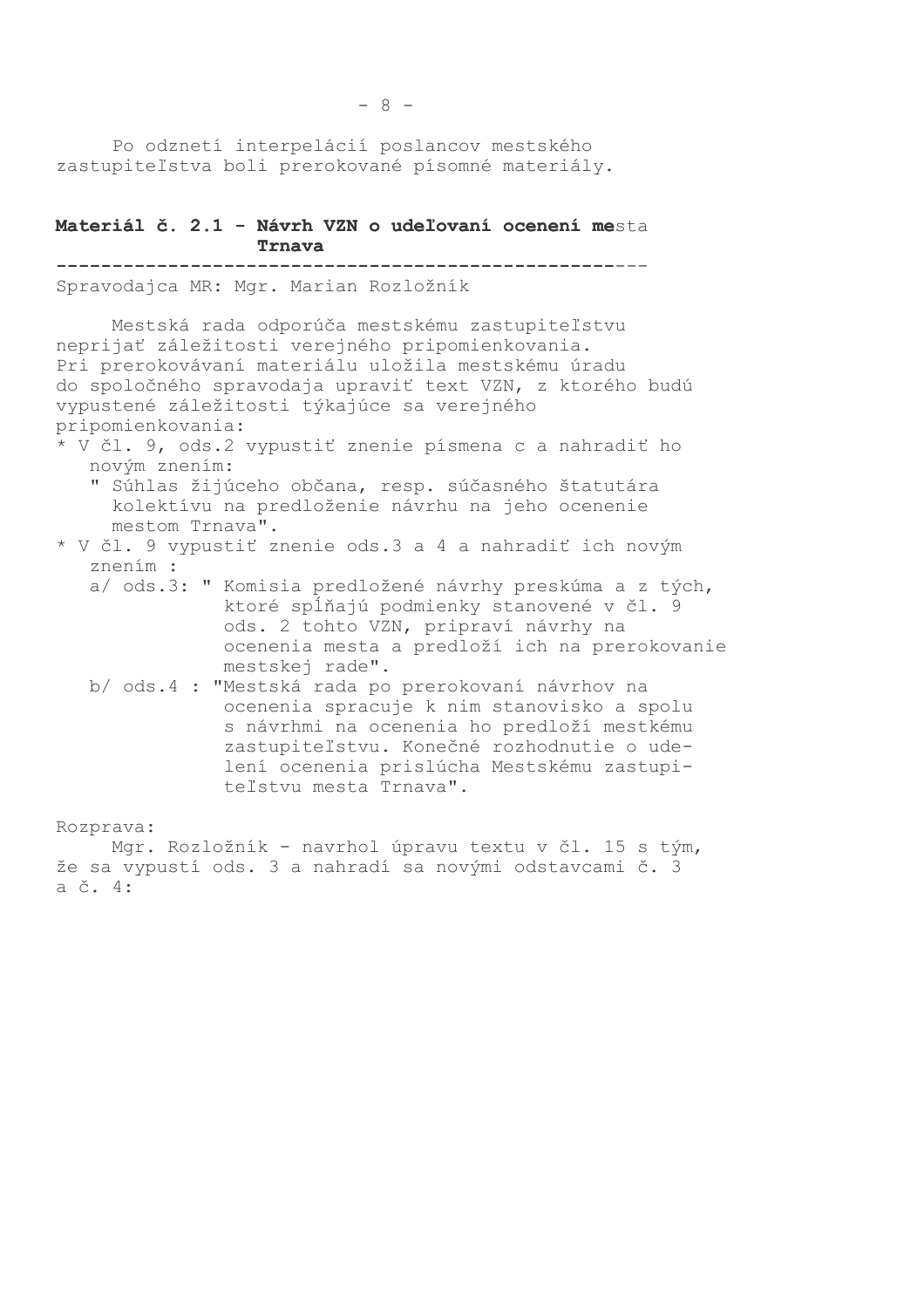Po odznetí interpelácií poslancov mestského zastupiteľstva boli prerokované písomné materiály.

## Materiál č. 2.1 - Návrh VZN o udeľovaní ocenení mesta Trnava

Spravodajca MR: Mgr. Marian Rozložník

Mestská rada odporúča mestskému zastupiteľstvu neprijať záležitosti verejného pripomienkovania. Pri prerokovávaní materiálu uložila mestskému úradu do spoločného spravodaja upraviť text VZN, z ktorého budú vypustené záležitosti týkajúce sa verejného pripomienkovania:

* V čl. 9, ods.2 vypustiť znenie písmena c a nahradiť ho novým znením:
  " Súhlas žijúceho občana, resp. súčasného štatutára kolektívu na predloženie návrhu na jeho ocenenie mestom Trnava".
* V čl. 9 vypustiť znenie ods.3 a 4 a nahradiť ich novým znením :
  a/ ods.3: " Komisia predložené návrhy preskúma a z tých, ktoré spĺňajú podmienky stanovené v čl. 9 ods. 2 tohto VZN, pripraví návrhy na ocenenia mesta a predloží ich na prerokovanie mestskej rade".
  b/ ods.4 : "Mestská rada po prerokovaní návrhov na ocenenia spracuje k nim stanovisko a spolu s návrhmi na ocenenia ho predloží mestkému zastupiteľstvu. Konečné rozhodnutie o udelení ocenenia prislúcha Mestskému zastupiteľstvu mesta Trnava".

Rozprava:

Mgr. Rozložník - navrhol úpravu textu v čl. 15 s tým, že sa vypustí ods. 3 a nahradí sa novými odstavcami č. 3 a č. 4: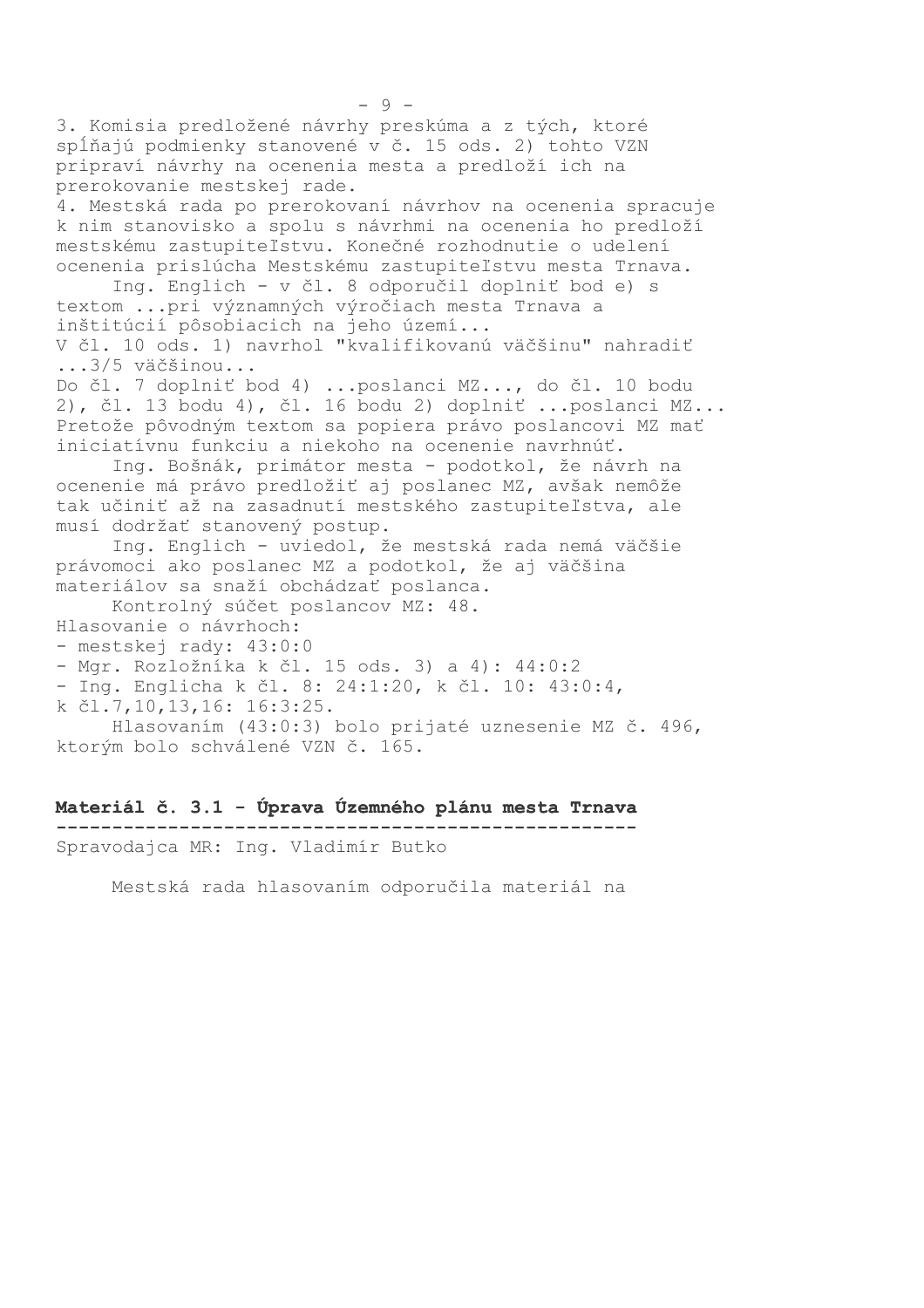3. Komisia predložené návrhy preskúma a z tých, ktoré spĺňajú podmienky stanovené v č. 15 ods. 2) tohto VZN pripraví návrhy na ocenenia mesta a predloží ich na prerokovanie mestskej rade.
4. Mestská rada po prerokovaní návrhov na ocenenia spracuje k nim stanovisko a spolu s návrhmi na ocenenia ho predloží mestskému zastupiteľstvu. Konečné rozhodnutie o udelení ocenenia prislúcha Mestskému zastupiteľstvu mesta Trnava.

Ing. Englich - v čl. 8 odporučil doplniť bod e) s textom ...pri významných výročiach mesta Trnava a inštitúcií pôsobiacich na jeho území...
V čl. 10 ods. 1) navrhol "kvalifikovanú väčšinu" nahradiť ...3/5 väčšinou...
Do čl. 7 doplniť bod 4) ...poslanci MZ..., do čl. 10 bodu 2), čl. 13 bodu 4), čl. 16 bodu 2) doplniť ...poslanci MZ... Pretože pôvodným textom sa popiera právo poslancovi MZ mať iniciatívnu funkciu a niekoho na ocenenie navrhnúť.

Ing. Bošnák, primátor mesta - podotkol, že návrh na ocenenie má právo predložiť aj poslanec MZ, avšak nemôže tak učiniť až na zasadnutí mestského zastupiteľstva, ale musí dodržať stanovený postup.

Ing. Englich - uviedol, že mestská rada nemá väčšie právomoci ako poslanec MZ a podotkol, že aj väčšina materiálov sa snaží obchádzať poslanca.

Kontrolný súčet poslancov MZ: 48.

Hlasovanie o návrhoch:
- mestskej rady: 43:0:0
- Mgr. Rozložníka k čl. 15 ods. 3) a 4): 44:0:2
- Ing. Englicha k čl. 8: 24:1:20, k čl. 10: 43:0:4, k čl.7,10,13,16: 16:3:25.

Hlasovaním (43:0:3) bolo prijaté uznesenie MZ č. 496, ktorým bolo schválené VZN č. 165.

**Materiál č. 3.1 - Úprava Územného plánu mesta Trnava**

Spravodajca MR: Ing. Vladimír Butko

Mestská rada hlasovaním odporučila materiál na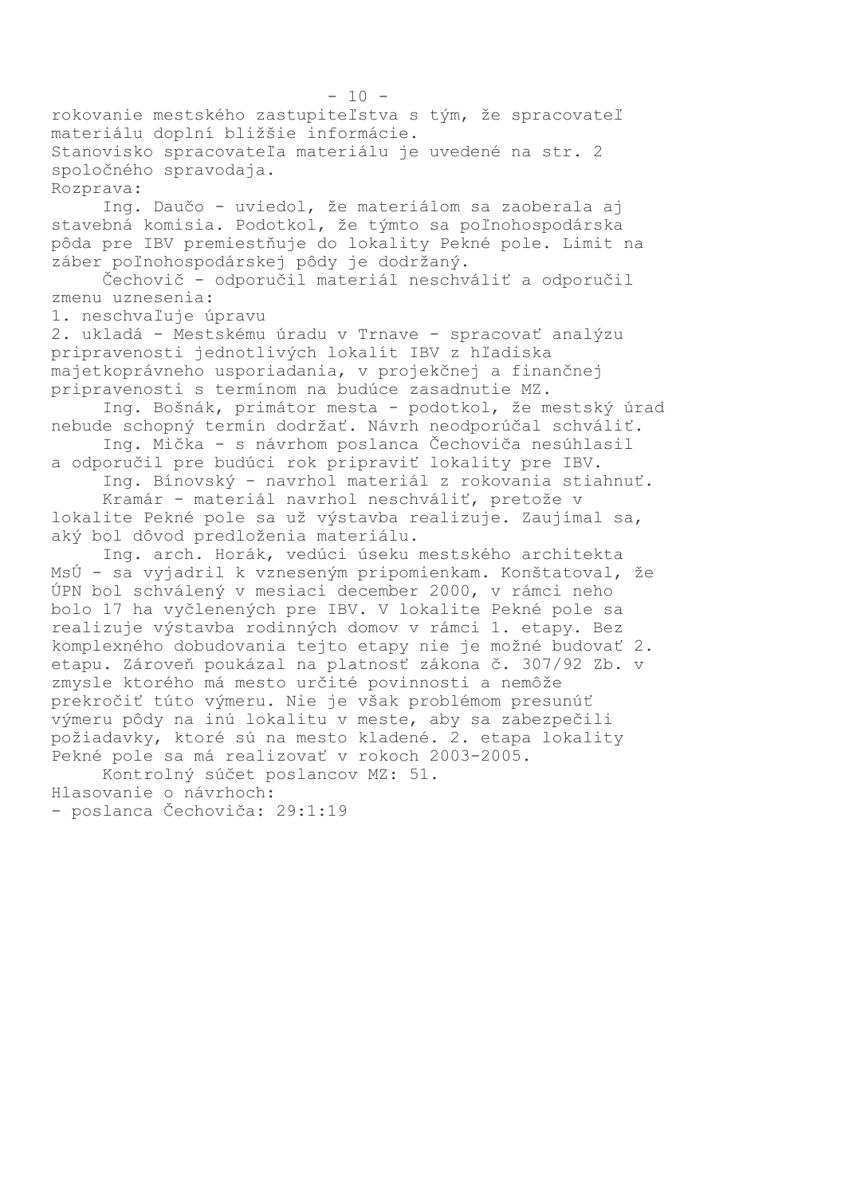rokovanie mestského zastupiteľstva s tým, že spracovateľ materiálu doplní bližšie informácie.
Stanovisko spracovateľa materiálu je uvedené na str. 2 spoločného spravodaja.
Rozprava:

Ing. Daučo - uviedol, že materiálom sa zaoberala aj stavebná komisia. Podotkol, že týmto sa poľnohospodárska pôda pre IBV premiestňuje do lokality Pekné pole. Limit na záber poľnohospodárskej pôdy je dodržaný.

Čechovič - odporučil materiál neschváliť a odporučil zmenu uznesenia:
1. neschvaľuje úpravu
2. ukladá - Mestskému úradu v Trnave - spracovať analýzu pripravenosti jednotlivých lokalít IBV z hľadiska majetkoprávneho usporiadania, v projekčnej a finančnej pripravenosti s termínom na budúce zasadnutie MZ.

Ing. Bošnák, primátor mesta - podotkol, že mestský úrad nebude schopný termín dodržať. Návrh neodporúčal schváliť.

Ing. Mička - s návrhom poslanca Čechoviča nesúhlasil a odporučil pre budúci rok pripraviť lokality pre IBV.

Ing. Bínovský - navrhol materiál z rokovania stiahnuť.

Kramár - materiál navrhol neschváliť, pretože v lokalite Pekné pole sa už výstavba realizuje. Zaujímal sa, aký bol dôvod predloženia materiálu.

Ing. arch. Horák, vedúci úseku mestského architekta MsÚ - sa vyjadril k vzneseným pripomienkam. Konštatoval, že ÚPN bol schválený v mesiaci december 2000, v rámci neho bolo 17 ha vyčlenených pre IBV. V lokalite Pekné pole sa realizuje výstavba rodinných domov v rámci 1. etapy. Bez komplexného dobudovania tejto etapy nie je možné budovať 2. etapu. Zároveň poukázal na platnosť zákona č. 307/92 Zb. v zmysle ktorého má mesto určité povinnosti a nemôže prekročiť túto výmeru. Nie je však problémom presunúť výmeru pôdy na inú lokalitu v meste, aby sa zabezpečili požiadavky, ktoré sú na mesto kladené. 2. etapa lokality Pekné pole sa má realizovať v rokoch 2003-2005.

Kontrolný súčet poslancov MZ: 51.

Hlasovanie o návrhoch:
- poslanca Čechoviča: 29:1:19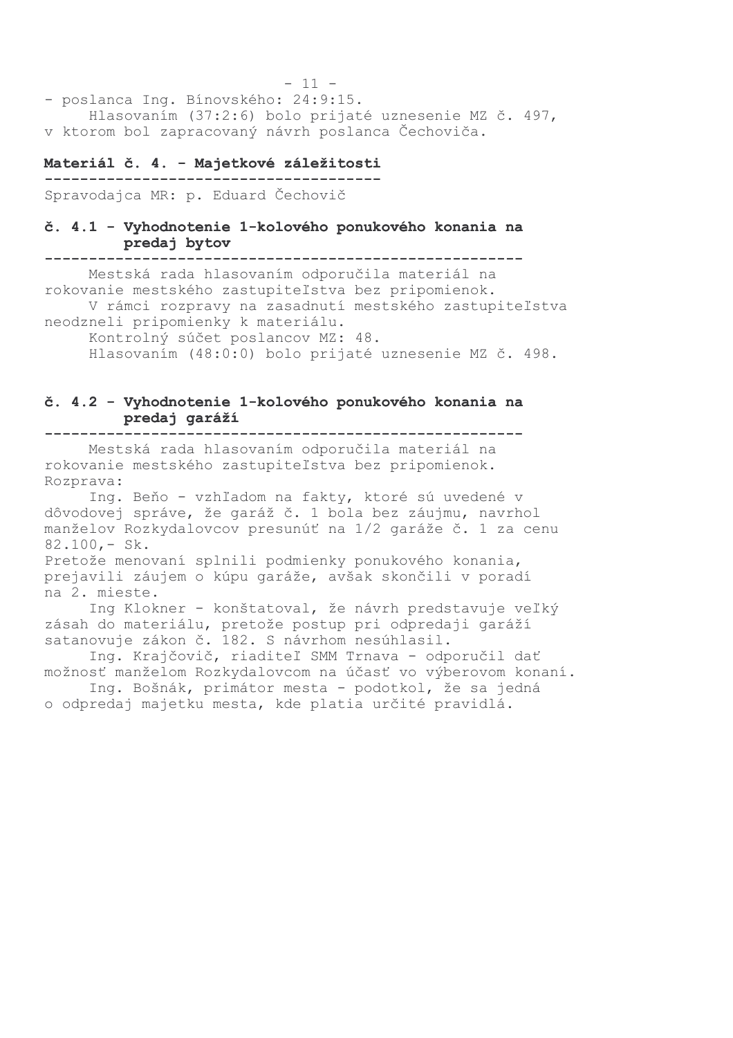- poslanca Ing. Bínovského: 24:9:15.

Hlasovaním (37:2:6) bolo prijaté uznesenie MZ č. 497, v ktorom bol zapracovaný návrh poslanca Čechoviča.

## Materiál č. 4. - Majetkové záležitosti

Spravodajca MR: p. Eduard Čechovič

### č. 4.1 - Vyhodnotenie 1-kolového ponukového konania na predaj bytov

Mestská rada hlasovaním odporučila materiál na rokovanie mestského zastupiteľstva bez pripomienok.

V rámci rozpravy na zasadnutí mestského zastupiteľstva neodzneli pripomienky k materiálu.

Kontrolný súčet poslancov MZ: 48.

Hlasovaním (48:0:0) bolo prijaté uznesenie MZ č. 498.

### č. 4.2 - Vyhodnotenie 1-kolového ponukového konania na predaj garáží

Mestská rada hlasovaním odporučila materiál na rokovanie mestského zastupiteľstva bez pripomienok.

Rozprava:

Ing. Beňo - vzhľadom na fakty, ktoré sú uvedené v dôvodovej správe, že garáž č. 1 bola bez záujmu, navrhol manželov Rozkydalovcov presunúť na 1/2 garáže č. 1 za cenu 82.100,- Sk.

Pretože menovaní splnili podmienky ponukového konania, prejavili záujem o kúpu garáže, avšak skončili v poradí na 2. mieste.

Ing Klokner - konštatoval, že návrh predstavuje veľký zásah do materiálu, pretože postup pri odpredaji garáží satanovuje zákon č. 182. S návrhom nesúhlasil.

Ing. Krajčovič, riaditeľ SMM Trnava - odporučil dať možnosť manželom Rozkydalovcom na účasť vo výberovom konaní.

Ing. Bošnák, primátor mesta - podotkol, že sa jedná o odpredaj majetku mesta, kde platia určité pravidlá.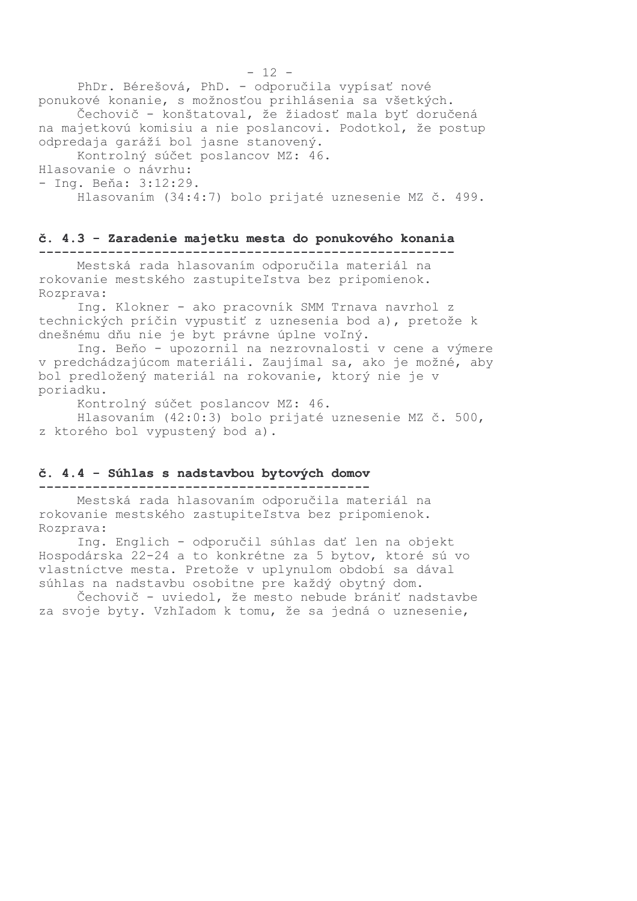PhDr. Bérešová, PhD. - odporučila vypísať nové ponukové konanie, s možnosťou prihlásenia sa všetkých.

Čechovič - konštatoval, že žiadosť mala byť doručená na majetkovú komisiu a nie poslancovi. Podotkol, že postup odpredaja garáží bol jasne stanovený.

Kontrolný súčet poslancov MZ: 46.

Hlasovanie o návrhu:
- Ing. Beňa: 3:12:29.

Hlasovaním (34:4:7) bolo prijaté uznesenie MZ č. 499.

## č. 4.3 - Zaradenie majetku mesta do ponukového konania

Mestská rada hlasovaním odporučila materiál na rokovanie mestského zastupiteľstva bez pripomienok.

Rozprava:

Ing. Klokner - ako pracovník SMM Trnava navrhol z technických príčin vypustiť z uznesenia bod a), pretože k dnešnému dňu nie je byt právne úplne voľný.

Ing. Beňo - upozornil na nezrovnalosti v cene a výmere v predchádzajúcom materiáli. Zaujímal sa, ako je možné, aby bol predložený materiál na rokovanie, ktorý nie je v poriadku.

Kontrolný súčet poslancov MZ: 46.

Hlasovaním (42:0:3) bolo prijaté uznesenie MZ č. 500, z ktorého bol vypustený bod a).

## č. 4.4 - Súhlas s nadstavbou bytových domov

Mestská rada hlasovaním odporučila materiál na rokovanie mestského zastupiteľstva bez pripomienok.

Rozprava:

Ing. Englich - odporučil súhlas dať len na objekt Hospodárska 22-24 a to konkrétne za 5 bytov, ktoré sú vo vlastníctve mesta. Pretože v uplynulom období sa dával súhlas na nadstavbu osobitne pre každý obytný dom.

Čechovič - uviedol, že mesto nebude brániť nadstavbe za svoje byty. Vzhľadom k tomu, že sa jedná o uznesenie,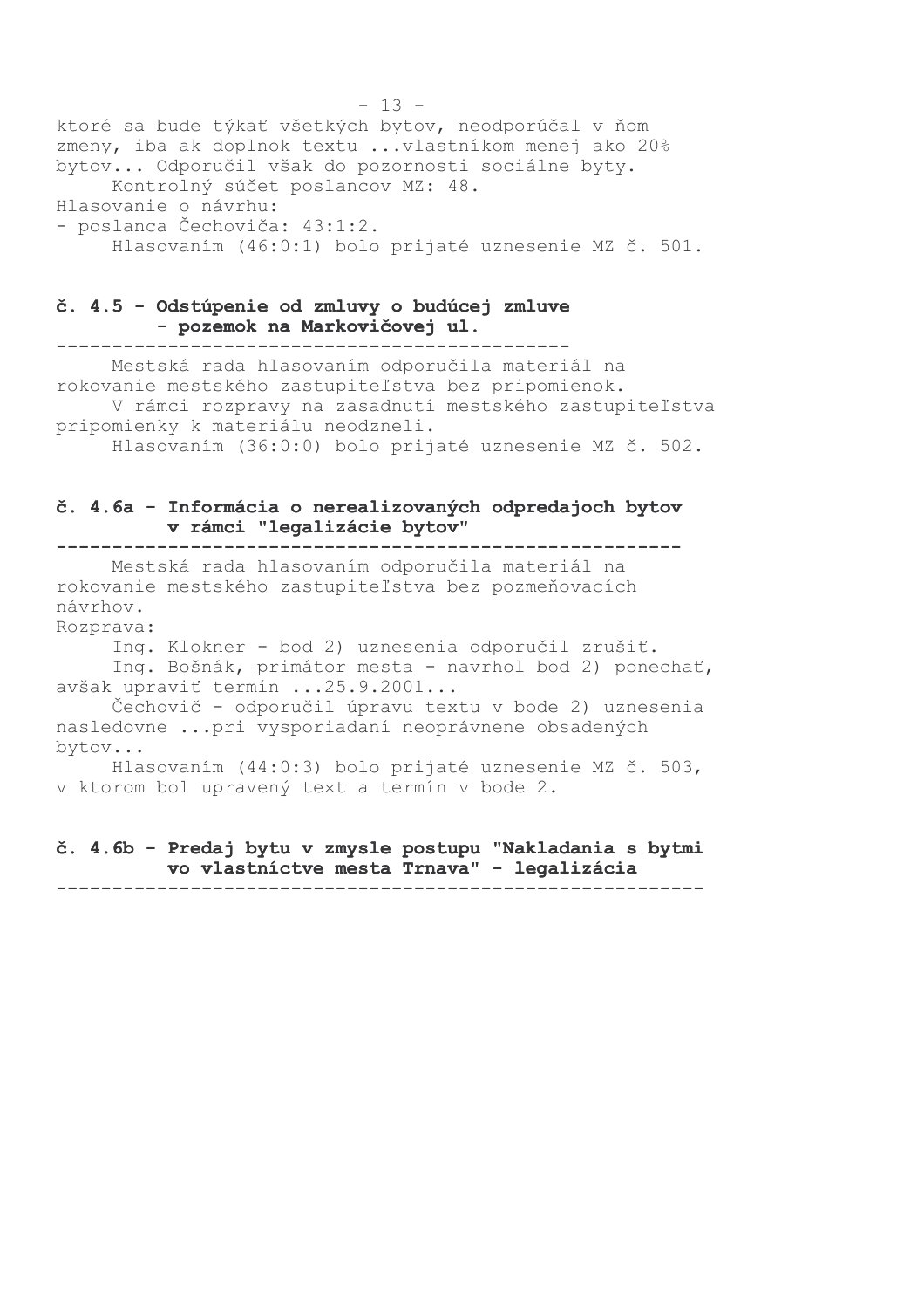ktoré sa bude týkať všetkých bytov, neodporúčal v ňom zmeny, iba ak doplnok textu ...vlastníkom menej ako 20% bytov... Odporučil však do pozornosti sociálne byty.

Kontrolný súčet poslancov MZ: 48.

Hlasovanie o návrhu:
- poslanca Čechoviča: 43:1:2.

Hlasovaním (46:0:1) bolo prijaté uznesenie MZ č. 501.

## č. 4.5 - Odstúpenie od zmluvy o budúcej zmluve - pozemok na Markovičovej ul.

Mestská rada hlasovaním odporučila materiál na rokovanie mestského zastupiteľstva bez pripomienok.

V rámci rozpravy na zasadnutí mestského zastupiteľstva pripomienky k materiálu neodzneli.

Hlasovaním (36:0:0) bolo prijaté uznesenie MZ č. 502.

## č. 4.6a - Informácia o nerealizovaných odpredajoch bytov v rámci "legalizácie bytov"

Mestská rada hlasovaním odporučila materiál na rokovanie mestského zastupiteľstva bez pozmeňovacích návrhov.

Rozprava:

Ing. Klokner - bod 2) uznesenia odporučil zrušiť.

Ing. Bošnák, primátor mesta - navrhol bod 2) ponechať, avšak upraviť termín ...25.9.2001...

Čechovič - odporučil úpravu textu v bode 2) uznesenia nasledovne ...pri vysporiadaní neoprávnene obsadených bytov...

Hlasovaním (44:0:3) bolo prijaté uznesenie MZ č. 503, v ktorom bol upravený text a termín v bode 2.

## č. 4.6b - Predaj bytu v zmysle postupu "Nakladania s bytmi vo vlastníctve mesta Trnava" - legalizácia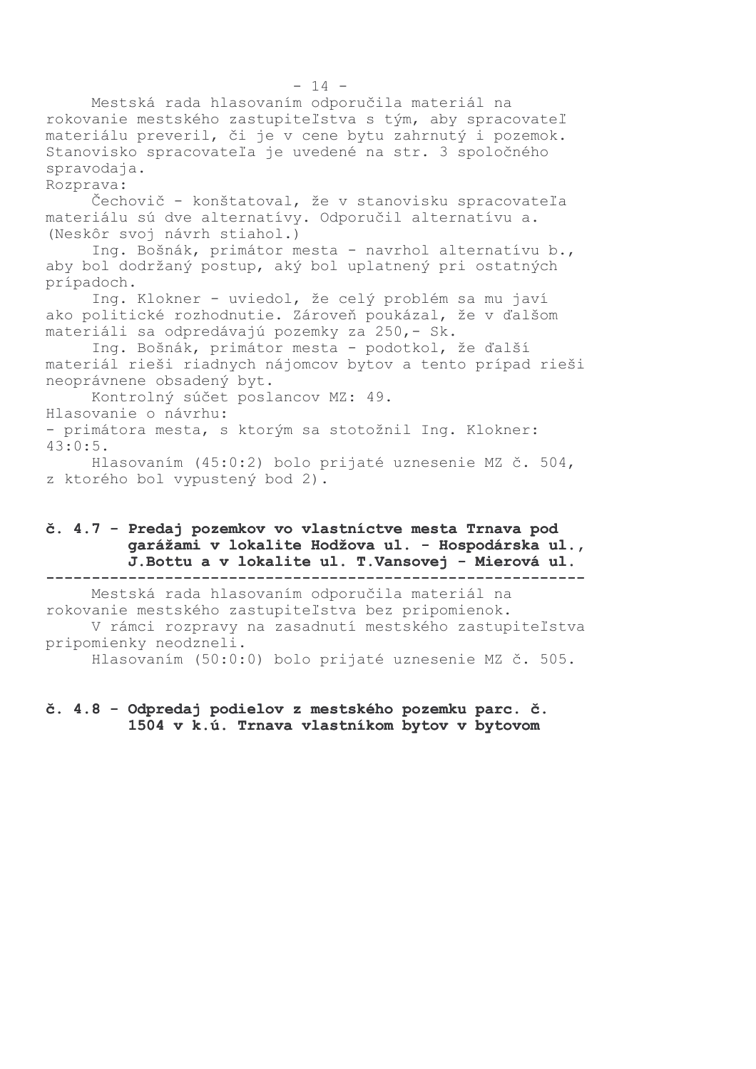Mestská rada hlasovaním odporučila materiál na rokovanie mestského zastupiteľstva s tým, aby spracovateľ materiálu preveril, či je v cene bytu zahrnutý i pozemok. Stanovisko spracovateľa je uvedené na str. 3 spoločného spravodaja.

Rozprava:

Čechovič - konštatoval, že v stanovisku spracovateľa materiálu sú dve alternatívy. Odporučil alternatívu a. (Neskôr svoj návrh stiahol.)

Ing. Bošnák, primátor mesta - navrhol alternatívu b., aby bol dodržaný postup, aký bol uplatnený pri ostatných prípadoch.

Ing. Klokner - uviedol, že celý problém sa mu javí ako politické rozhodnutie. Zároveň poukázal, že v ďalšom materiáli sa odpredávajú pozemky za 250,- Sk.

Ing. Bošnák, primátor mesta - podotkol, že ďalší materiál rieši riadnych nájomcov bytov a tento prípad rieši neoprávnene obsadený byt.

Kontrolný súčet poslancov MZ: 49.

Hlasovanie o návrhu:

- primátora mesta, s ktorým sa stotožnil Ing. Klokner: 43:0:5.

Hlasovaním (45:0:2) bolo prijaté uznesenie MZ č. 504, z ktorého bol vypustený bod 2).

**č. 4.7 - Predaj pozemkov vo vlastníctve mesta Trnava pod garážami v lokalite Hodžova ul. - Hospodárska ul., J.Bottu a v lokalite ul. T.Vansovej - Mierová ul.**

Mestská rada hlasovaním odporučila materiál na rokovanie mestského zastupiteľstva bez pripomienok.

V rámci rozpravy na zasadnutí mestského zastupiteľstva pripomienky neodzneli.

Hlasovaním (50:0:0) bolo prijaté uznesenie MZ č. 505.

**č. 4.8 - Odpredaj podielov z mestského pozemku parc. č. 1504 v k.ú. Trnava vlastníkom bytov v bytovom**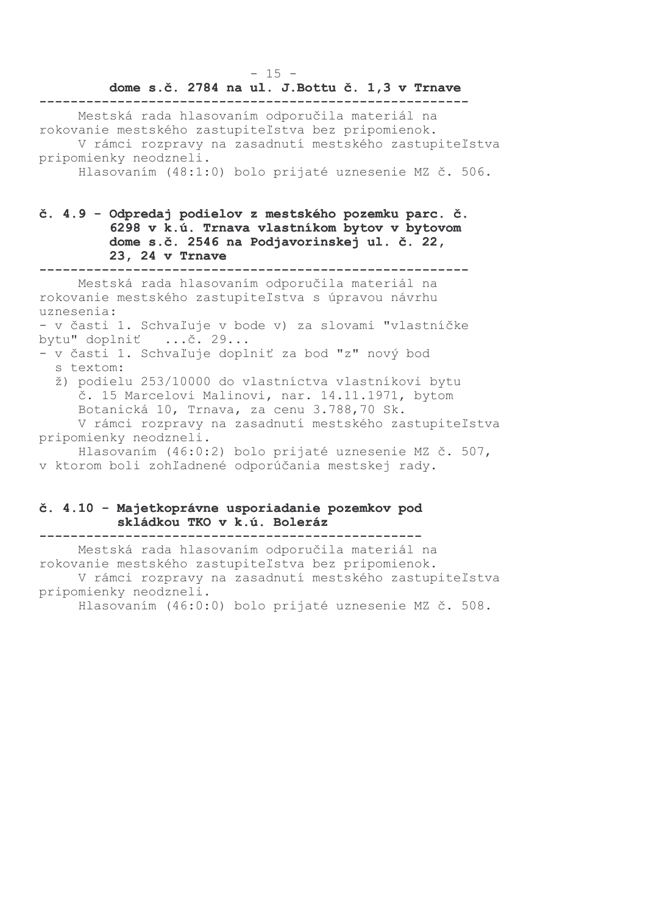**dome s.č. 2784 na ul. J.Bottu č. 1,3 v Trnave**

Mestská rada hlasovaním odporučila materiál na rokovanie mestského zastupiteľstva bez pripomienok.

V rámci rozpravy na zasadnutí mestského zastupiteľstva pripomienky neodzneli.

Hlasovaním (48:1:0) bolo prijaté uznesenie MZ č. 506.

## č. 4.9 - Odpredaj podielov z mestského pozemku parc. č. 6298 v k.ú. Trnava vlastníkom bytov v bytovom dome s.č. 2546 na Podjavorinskej ul. č. 22, 23, 24 v Trnave

Mestská rada hlasovaním odporučila materiál na rokovanie mestského zastupiteľstva s úpravou návrhu uznesenia:

- v časti 1. Schvaľuje v bode v) za slovami "vlastníčke bytu" doplniť ...č. 29...
- v časti 1. Schvaľuje doplniť za bod "z" nový bod s textom:
  ž) podielu 253/10000 do vlastníctva vlastníkovi bytu č. 15 Marcelovi Malinovi, nar. 14.11.1971, bytom Botanická 10, Trnava, za cenu 3.788,70 Sk.

V rámci rozpravy na zasadnutí mestského zastupiteľstva pripomienky neodzneli.

Hlasovaním (46:0:2) bolo prijaté uznesenie MZ č. 507, v ktorom boli zohľadnené odporúčania mestskej rady.

## č. 4.10 - Majetkoprávne usporiadanie pozemkov pod skládkou TKO v k.ú. Boleráz

Mestská rada hlasovaním odporučila materiál na rokovanie mestského zastupiteľstva bez pripomienok.

V rámci rozpravy na zasadnutí mestského zastupiteľstva pripomienky neodzneli.

Hlasovaním (46:0:0) bolo prijaté uznesenie MZ č. 508.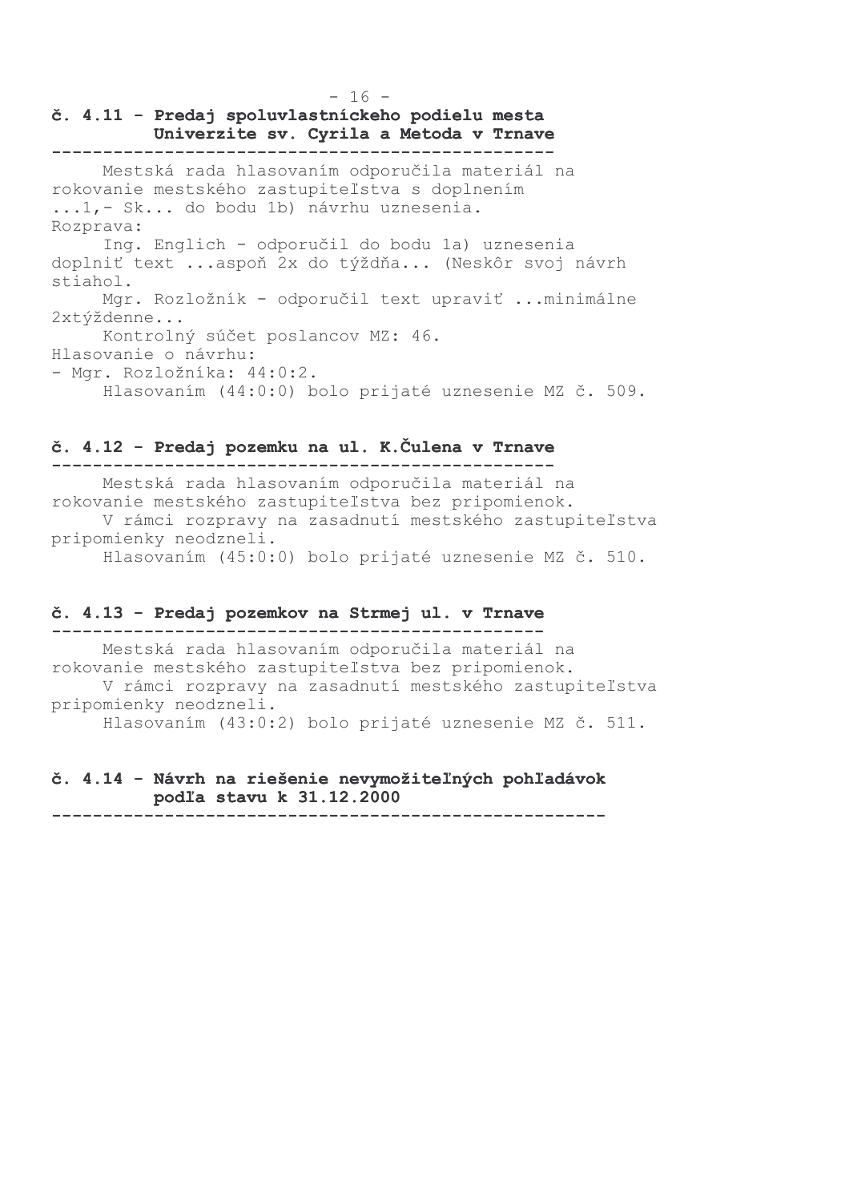## č. 4.11 - Predaj spoluvlastníckeho podielu mesta Univerzite sv. Cyrila a Metoda v Trnave

Mestská rada hlasovaním odporučila materiál na rokovanie mestského zastupiteľstva s doplnením ...1,- Sk... do bodu 1b) návrhu uznesenia.

Rozprava:

Ing. Englich - odporučil do bodu 1a) uznesenia doplniť text ...aspoň 2x do týždňa... (Neskôr svoj návrh stiahol.

Mgr. Rozložník - odporučil text upraviť ...minimálne 2xtýždenne...

Kontrolný súčet poslancov MZ: 46.

Hlasovanie o návrhu:

- Mgr. Rozložníka: 44:0:2.

Hlasovaním (44:0:0) bolo prijaté uznesenie MZ č. 509.

## č. 4.12 - Predaj pozemku na ul. K.Čulena v Trnave

Mestská rada hlasovaním odporučila materiál na rokovanie mestského zastupiteľstva bez pripomienok.

V rámci rozpravy na zasadnutí mestského zastupiteľstva pripomienky neodzneli.

Hlasovaním (45:0:0) bolo prijaté uznesenie MZ č. 510.

## č. 4.13 - Predaj pozemkov na Strmej ul. v Trnave

Mestská rada hlasovaním odporučila materiál na rokovanie mestského zastupiteľstva bez pripomienok.

V rámci rozpravy na zasadnutí mestského zastupiteľstva pripomienky neodzneli.

Hlasovaním (43:0:2) bolo prijaté uznesenie MZ č. 511.

## č. 4.14 - Návrh na riešenie nevymožiteľných pohľadávok podľa stavu k 31.12.2000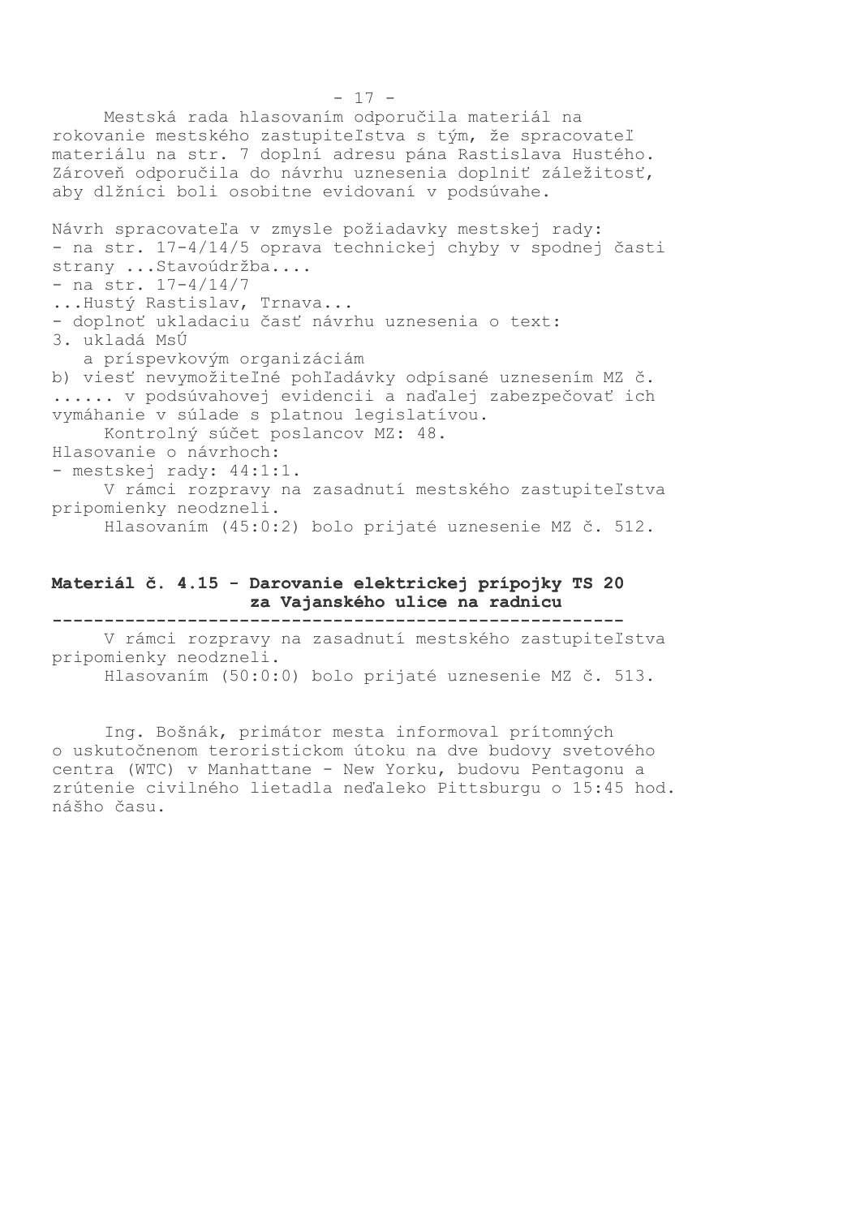Mestská rada hlasovaním odporučila materiál na rokovanie mestského zastupiteľstva s tým, že spracovateľ materiálu na str. 7 doplní adresu pána Rastislava Hustého. Zároveň odporučila do návrhu uznesenia doplniť záležitosť, aby dlžníci boli osobitne evidovaní v podsúvahe.

Návrh spracovateľa v zmysle požiadavky mestskej rady:
- na str. 17-4/14/5 oprava technickej chyby v spodnej časti strany ...Stavoúdržba....
- na str. 17-4/14/7

...Hustý Rastislav, Trnava...
- doplnoť ukladaciu časť návrhu uznesenia o text:

3. ukladá MsÚ
   a príspevkovým organizáciám

b) viesť nevymožiteľné pohľadávky odpísané uznesením MZ č. ...... v podsúvahovej evidencii a naďalej zabezpečovať ich vymáhanie v súlade s platnou legislatívou.

Kontrolný súčet poslancov MZ: 48.

Hlasovanie o návrhoch:
- mestskej rady: 44:1:1.

V rámci rozpravy na zasadnutí mestského zastupiteľstva pripomienky neodzneli.

Hlasovaním (45:0:2) bolo prijaté uznesenie MZ č. 512.

## Materiál č. 4.15 - Darovanie elektrickej prípojky TS 20 za Vajanského ulice na radnicu

V rámci rozpravy na zasadnutí mestského zastupiteľstva pripomienky neodzneli.

Hlasovaním (50:0:0) bolo prijaté uznesenie MZ č. 513.

Ing. Bošnák, primátor mesta informoval prítomných o uskutočnenom teroristickom útoku na dve budovy svetového centra (WTC) v Manhattane - New Yorku, budovu Pentagonu a zrútenie civilného lietadla neďaleko Pittsburgu o 15:45 hod. nášho času.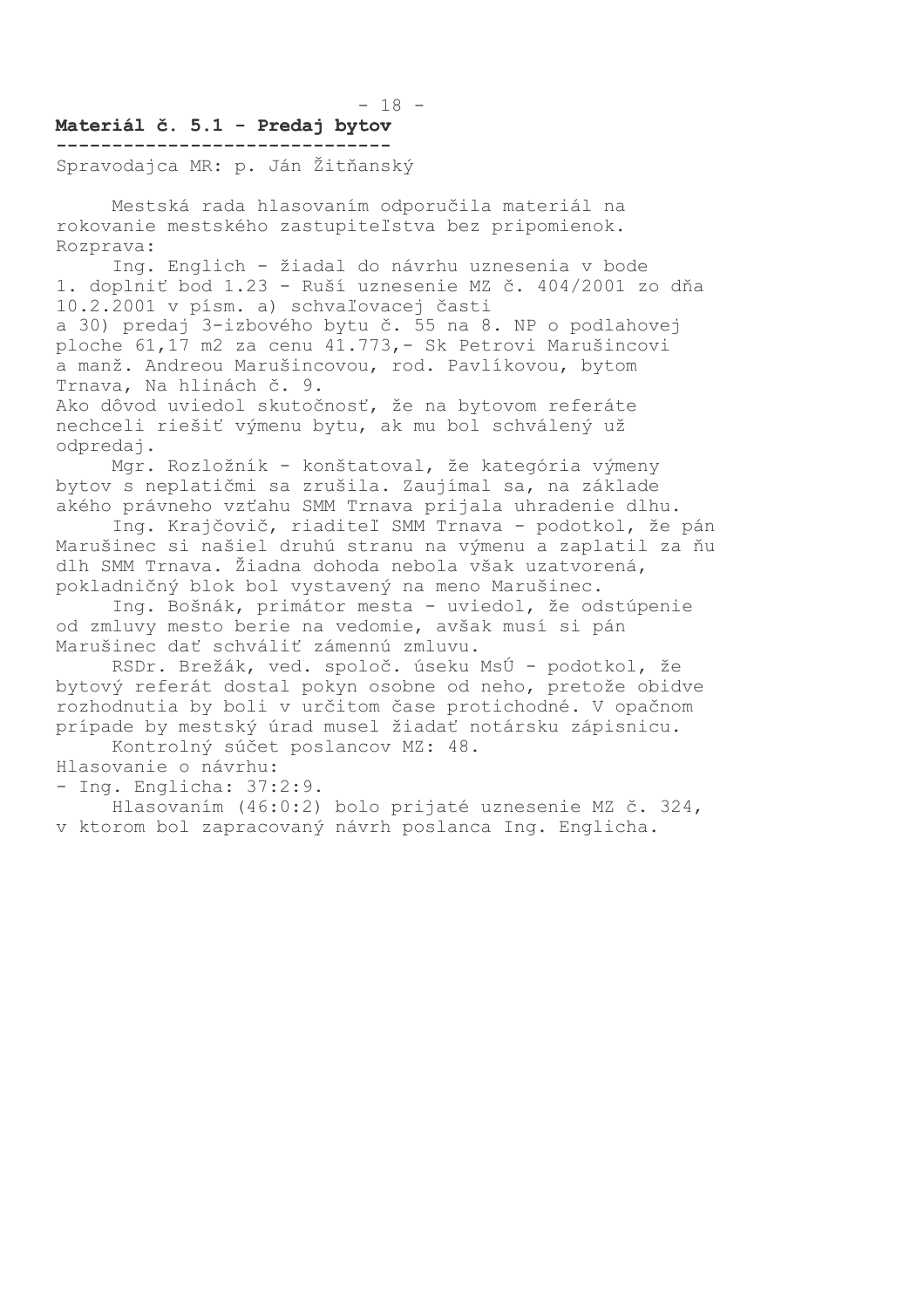**Materiál č. 5.1 - Predaj bytov**

Spravodajca MR: p. Ján Žitňanský

Mestská rada hlasovaním odporučila materiál na rokovanie mestského zastupiteľstva bez pripomienok.

Rozprava:

Ing. Englich - žiadal do návrhu uznesenia v bode 1. doplniť bod 1.23 - Ruší uznesenie MZ č. 404/2001 zo dňa 10.2.2001 v písm. a) schvaľovacej časti a 30) predaj 3-izbového bytu č. 55 na 8. NP o podlahovej ploche 61,17 m2 za cenu 41.773,- Sk Petrovi Marušincovi a manž. Andreou Marušincovou, rod. Pavlíkovou, bytom Trnava, Na hlinách č. 9.
Ako dôvod uviedol skutočnosť, že na bytovom referáte nechceli riešiť výmenu bytu, ak mu bol schválený už odpredaj.

Mgr. Rozložník - konštatoval, že kategória výmeny bytov s neplatičmi sa zrušila. Zaujímal sa, na základe akého právneho vzťahu SMM Trnava prijala uhradenie dlhu.

Ing. Krajčovič, riaditeľ SMM Trnava - podotkol, že pán Marušinec si našiel druhú stranu na výmenu a zaplatil za ňu dlh SMM Trnava. Žiadna dohoda nebola však uzatvorená, pokladničný blok bol vystavený na meno Marušinec.

Ing. Bošnák, primátor mesta - uviedol, že odstúpenie od zmluvy mesto berie na vedomie, avšak musí si pán Marušinec dať schváliť zámennú zmluvu.

RSDr. Brežák, ved. spoloč. úseku MsÚ - podotkol, že bytový referát dostal pokyn osobne od neho, pretože obidve rozhodnutia by boli v určitom čase protichodné. V opačnom prípade by mestský úrad musel žiadať notársku zápisnicu.

Kontrolný súčet poslancov MZ: 48.

Hlasovanie o návrhu:
- Ing. Englicha: 37:2:9.

Hlasovaním (46:0:2) bolo prijaté uznesenie MZ č. 324, v ktorom bol zapracovaný návrh poslanca Ing. Englicha.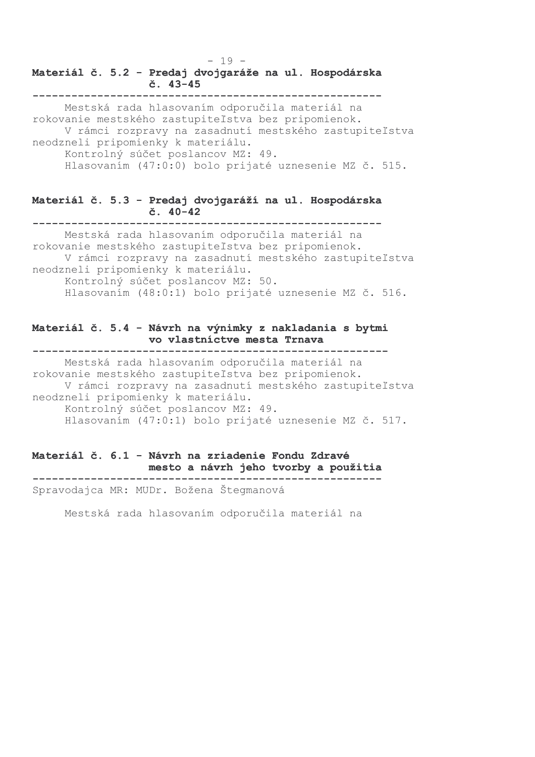**Materiál č. 5.2 - Predaj dvojgaráže na ul. Hospodárska č. 43-45**

Mestská rada hlasovaním odporučila materiál na rokovanie mestského zastupiteľstva bez pripomienok.

V rámci rozpravy na zasadnutí mestského zastupiteľstva neodzneli pripomienky k materiálu.

Kontrolný súčet poslancov MZ: 49.

Hlasovaním (47:0:0) bolo prijaté uznesenie MZ č. 515.

**Materiál č. 5.3 - Predaj dvojgaráží na ul. Hospodárska č. 40-42**

Mestská rada hlasovaním odporučila materiál na rokovanie mestského zastupiteľstva bez pripomienok.

V rámci rozpravy na zasadnutí mestského zastupiteľstva neodzneli pripomienky k materiálu.

Kontrolný súčet poslancov MZ: 50.

Hlasovaním (48:0:1) bolo prijaté uznesenie MZ č. 516.

**Materiál č. 5.4 - Návrh na výnimky z nakladania s bytmi vo vlastníctve mesta Trnava**

Mestská rada hlasovaním odporučila materiál na rokovanie mestského zastupiteľstva bez pripomienok.

V rámci rozpravy na zasadnutí mestského zastupiteľstva neodzneli pripomienky k materiálu.

Kontrolný súčet poslancov MZ: 49.

Hlasovaním (47:0:1) bolo prijaté uznesenie MZ č. 517.

**Materiál č. 6.1 - Návrh na zriadenie Fondu Zdravé mesto a návrh jeho tvorby a použitia**

Spravodajca MR: MUDr. Božena Štegmanová

Mestská rada hlasovaním odporučila materiál na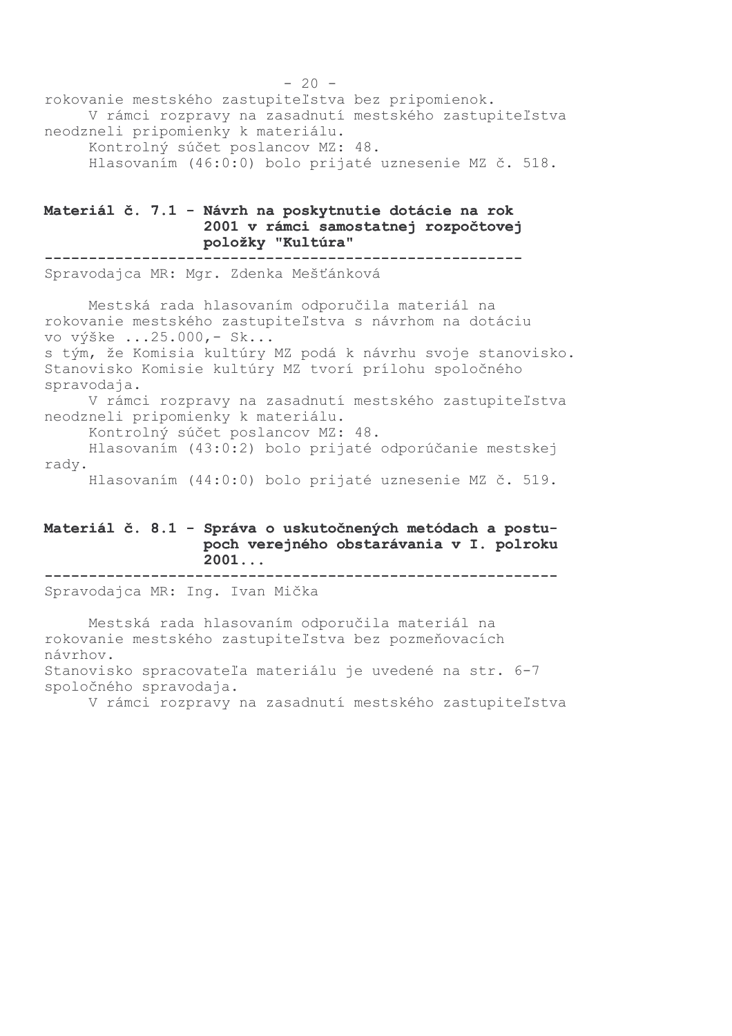rokovanie mestského zastupiteľstva bez pripomienok.
V rámci rozpravy na zasadnutí mestského zastupiteľstva neodzneli pripomienky k materiálu.
Kontrolný súčet poslancov MZ: 48.
Hlasovaním (46:0:0) bolo prijaté uznesenie MZ č. 518.

**Materiál č. 7.1 - Návrh na poskytnutie dotácie na rok 2001 v rámci samostatnej rozpočtovej položky "Kultúra"**

Spravodajca MR: Mgr. Zdenka Mešťánková

Mestská rada hlasovaním odporučila materiál na rokovanie mestského zastupiteľstva s návrhom na dotáciu vo výške ...25.000,- Sk...
s tým, že Komisia kultúry MZ podá k návrhu svoje stanovisko.
Stanovisko Komisie kultúry MZ tvorí prílohu spoločného spravodaja.
V rámci rozpravy na zasadnutí mestského zastupiteľstva neodzneli pripomienky k materiálu.
Kontrolný súčet poslancov MZ: 48.
Hlasovaním (43:0:2) bolo prijaté odporúčanie mestskej rady.
Hlasovaním (44:0:0) bolo prijaté uznesenie MZ č. 519.

**Materiál č. 8.1 - Správa o uskutočnených metódach a postupoch verejného obstarávania v I. polroku 2001...**

Spravodajca MR: Ing. Ivan Mička

Mestská rada hlasovaním odporučila materiál na rokovanie mestského zastupiteľstva bez pozmeňovacích návrhov.
Stanovisko spracovateľa materiálu je uvedené na str. 6-7 spoločného spravodaja.
V rámci rozpravy na zasadnutí mestského zastupiteľstva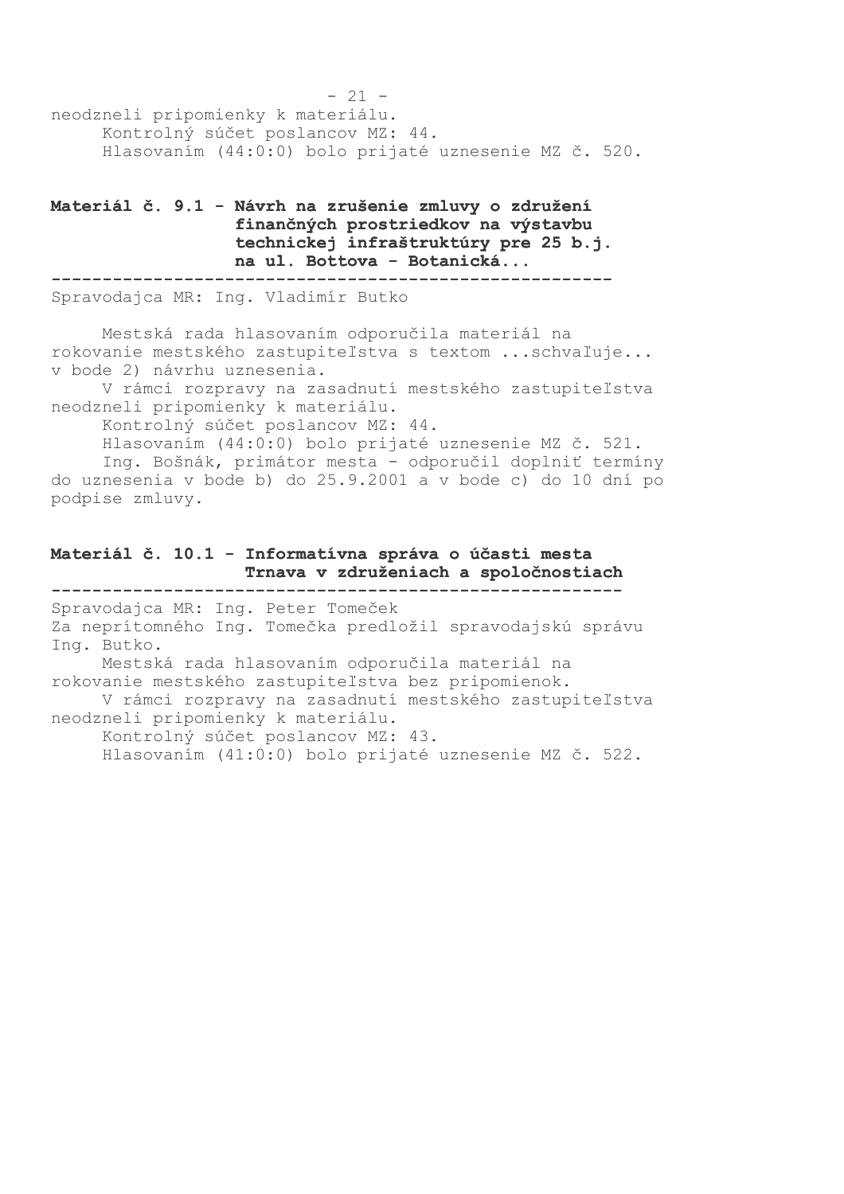neodzneli pripomienky k materiálu.
Kontrolný súčet poslancov MZ: 44.
Hlasovaním (44:0:0) bolo prijaté uznesenie MZ č. 520.

**Materiál č. 9.1 - Návrh na zrušenie zmluvy o združení finančných prostriedkov na výstavbu technickej infraštruktúry pre 25 b.j. na ul. Bottova - Botanická...**

---

Spravodajca MR: Ing. Vladimír Butko

Mestská rada hlasovaním odporučila materiál na rokovanie mestského zastupiteľstva s textom ...schvaľuje... v bode 2) návrhu uznesenia.

V rámci rozpravy na zasadnutí mestského zastupiteľstva neodzneli pripomienky k materiálu.

Kontrolný súčet poslancov MZ: 44.

Hlasovaním (44:0:0) bolo prijaté uznesenie MZ č. 521.

Ing. Bošnák, primátor mesta - odporučil doplniť termíny do uznesenia v bode b) do 25.9.2001 a v bode c) do 10 dní po podpise zmluvy.

**Materiál č. 10.1 - Informatívna správa o účasti mesta Trnava v združeniach a spoločnostiach**

---

Spravodajca MR: Ing. Peter Tomeček
Za neprítomného Ing. Tomečka predložil spravodajskú správu Ing. Butko.

Mestská rada hlasovaním odporučila materiál na rokovanie mestského zastupiteľstva bez pripomienok.

V rámci rozpravy na zasadnutí mestského zastupiteľstva neodzneli pripomienky k materiálu.

Kontrolný súčet poslancov MZ: 43.

Hlasovaním (41:0:0) bolo prijaté uznesenie MZ č. 522.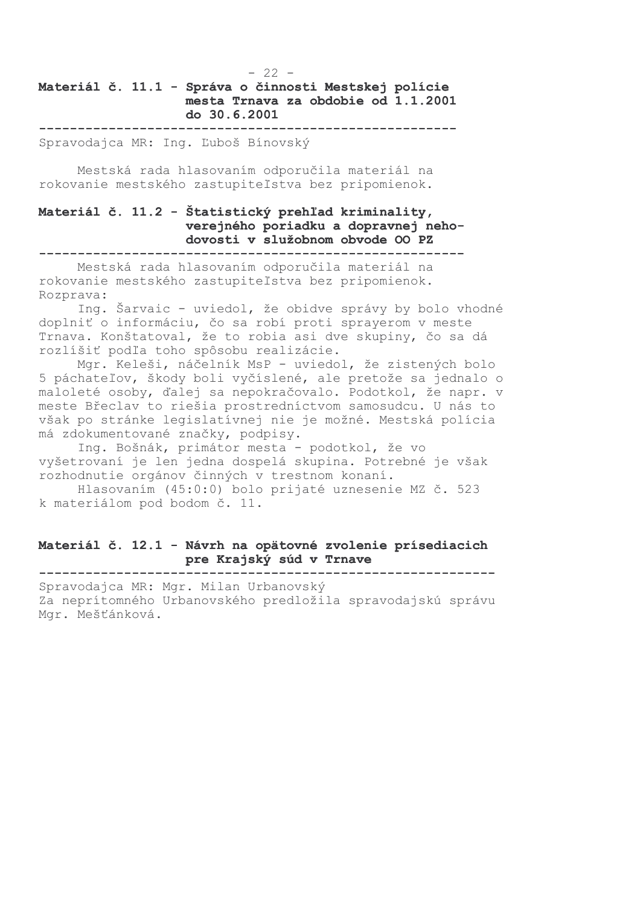**Materiál č. 11.1 - Správa o činnosti Mestskej polície mesta Trnava za obdobie od 1.1.2001 do 30.6.2001**

---

Spravodajca MR: Ing. Ľuboš Bínovský

Mestská rada hlasovaním odporučila materiál na rokovanie mestského zastupiteľstva bez pripomienok.

**Materiál č. 11.2 - Štatistický prehľad kriminality, verejného poriadku a dopravnej nehodovosti v služobnom obvode OO PZ**

---

Mestská rada hlasovaním odporučila materiál na rokovanie mestského zastupiteľstva bez pripomienok.
Rozprava:

Ing. Šarvaic - uviedol, že obidve správy by bolo vhodné doplniť o informáciu, čo sa robí proti sprayerom v meste Trnava. Konštatoval, že to robia asi dve skupiny, čo sa dá rozlíšiť podľa toho spôsobu realizácie.

Mgr. Keleši, náčelník MsP - uviedol, že zistených bolo 5 páchateľov, škody boli vyčíslené, ale pretože sa jednalo o maloleté osoby, ďalej sa nepokračovalo. Podotkol, že napr. v meste Břeclav to riešia prostredníctvom samosudcu. U nás to však po stránke legislatívnej nie je možné. Mestská polícia má zdokumentované značky, podpisy.

Ing. Bošnák, primátor mesta - podotkol, že vo vyšetrovaní je len jedna dospelá skupina. Potrebné je však rozhodnutie orgánov činných v trestnom konaní.

Hlasovaním (45:0:0) bolo prijaté uznesenie MZ č. 523 k materiálom pod bodom č. 11.

**Materiál č. 12.1 - Návrh na opätovné zvolenie prísediacich pre Krajský súd v Trnave**

---

Spravodajca MR: Mgr. Milan Urbanovský
Za neprítomného Urbanovského predložila spravodajskú správu Mgr. Mešťánková.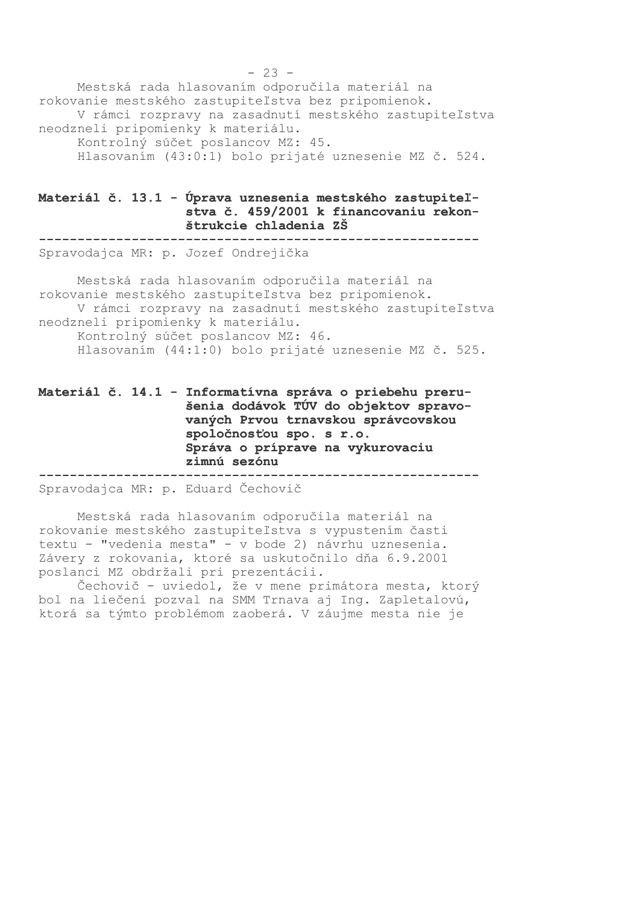Mestská rada hlasovaním odporučila materiál na rokovanie mestského zastupiteľstva bez pripomienok.

V rámci rozpravy na zasadnutí mestského zastupiteľstva neodzneli pripomienky k materiálu.

Kontrolný súčet poslancov MZ: 45.

Hlasovaním (43:0:1) bolo prijaté uznesenie MZ č. 524.

**Materiál č. 13.1 - Úprava uznesenia mestského zastupiteľstva č. 459/2001 k financovaniu rekonštrukcie chladenia ZŠ**

---

Spravodajca MR: p. Jozef Ondrejička

Mestská rada hlasovaním odporučila materiál na rokovanie mestského zastupiteľstva bez pripomienok.

V rámci rozpravy na zasadnutí mestského zastupiteľstva neodzneli pripomienky k materiálu.

Kontrolný súčet poslancov MZ: 46.

Hlasovaním (44:1:0) bolo prijaté uznesenie MZ č. 525.

**Materiál č. 14.1 - Informatívna správa o priebehu prerušenia dodávok TÚV do objektov spravovaných Prvou trnavskou správcovskou spoločnosťou spo. s r.o. Správa o príprave na vykurovaciu zimnú sezónu**

---

Spravodajca MR: p. Eduard Čechovič

Mestská rada hlasovaním odporučila materiál na rokovanie mestského zastupiteľstva s vypustením časti textu - "vedenia mesta" - v bode 2) návrhu uznesenia. Závery z rokovania, ktoré sa uskutočnilo dňa 6.9.2001 poslanci MZ obdržali pri prezentácii.

Čechovič - uviedol, že v mene primátora mesta, ktorý bol na liečení pozval na SMM Trnava aj Ing. Zapletalovú, ktorá sa týmto problémom zaoberá. V záujme mesta nie je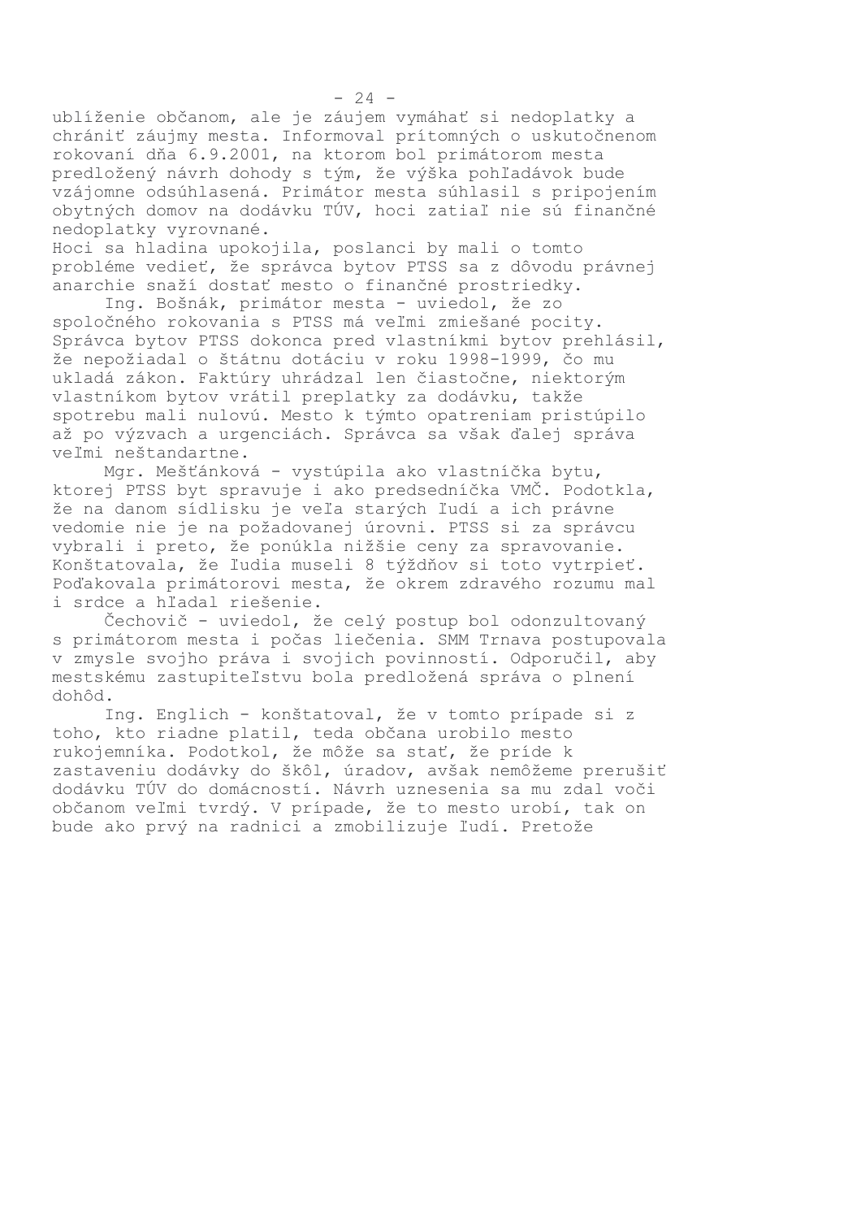ublíženie občanom, ale je záujem vymáhať si nedoplatky a chrániť záujmy mesta. Informoval prítomných o uskutočnenom rokovaní dňa 6.9.2001, na ktorom bol primátorom mesta predložený návrh dohody s tým, že výška pohľadávok bude vzájomne odsúhlasená. Primátor mesta súhlasil s pripojením obytných domov na dodávku TÚV, hoci zatiaľ nie sú finančné nedoplatky vyrovnané.

Hoci sa hladina upokojila, poslanci by mali o tomto probléme vedieť, že správca bytov PTSS sa z dôvodu právnej anarchie snaží dostať mesto o finančné prostriedky.

Ing. Bošnák, primátor mesta - uviedol, že zo spoločného rokovania s PTSS má veľmi zmiešané pocity. Správca bytov PTSS dokonca pred vlastníkmi bytov prehlásil, že nepožiadal o štátnu dotáciu v roku 1998-1999, čo mu ukladá zákon. Faktúry uhrádzal len čiastočne, niektorým vlastníkom bytov vrátil preplatky za dodávku, takže spotrebu mali nulovú. Mesto k týmto opatreniam pristúpilo až po výzvach a urgenciách. Správca sa však ďalej správa veľmi neštandartne.

Mgr. Mešťánková - vystúpila ako vlastníčka bytu, ktorej PTSS byt spravuje i ako predsedníčka VMČ. Podotkla, že na danom sídlisku je veľa starých ľudí a ich právne vedomie nie je na požadovanej úrovni. PTSS si za správcu vybrali i preto, že ponúkla nižšie ceny za spravovanie. Konštatovala, že ľudia museli 8 týždňov si toto vytrpieť. Poďakovala primátorovi mesta, že okrem zdravého rozumu mal i srdce a hľadal riešenie.

Čechovič - uviedol, že celý postup bol odonzultovaný s primátorom mesta i počas liečenia. SMM Trnava postupovala v zmysle svojho práva i svojich povinností. Odporučil, aby mestskému zastupiteľstvu bola predložená správa o plnení dohôd.

Ing. Englich - konštatoval, že v tomto prípade si z toho, kto riadne platil, teda občana urobilo mesto rukojemníka. Podotkol, že môže sa stať, že príde k zastaveniu dodávky do škôl, úradov, avšak nemôžeme prerušiť dodávku TÚV do domácností. Návrh uznesenia sa mu zdal voči občanom veľmi tvrdý. V prípade, že to mesto urobí, tak on bude ako prvý na radnici a zmobilizuje ľudí. Pretože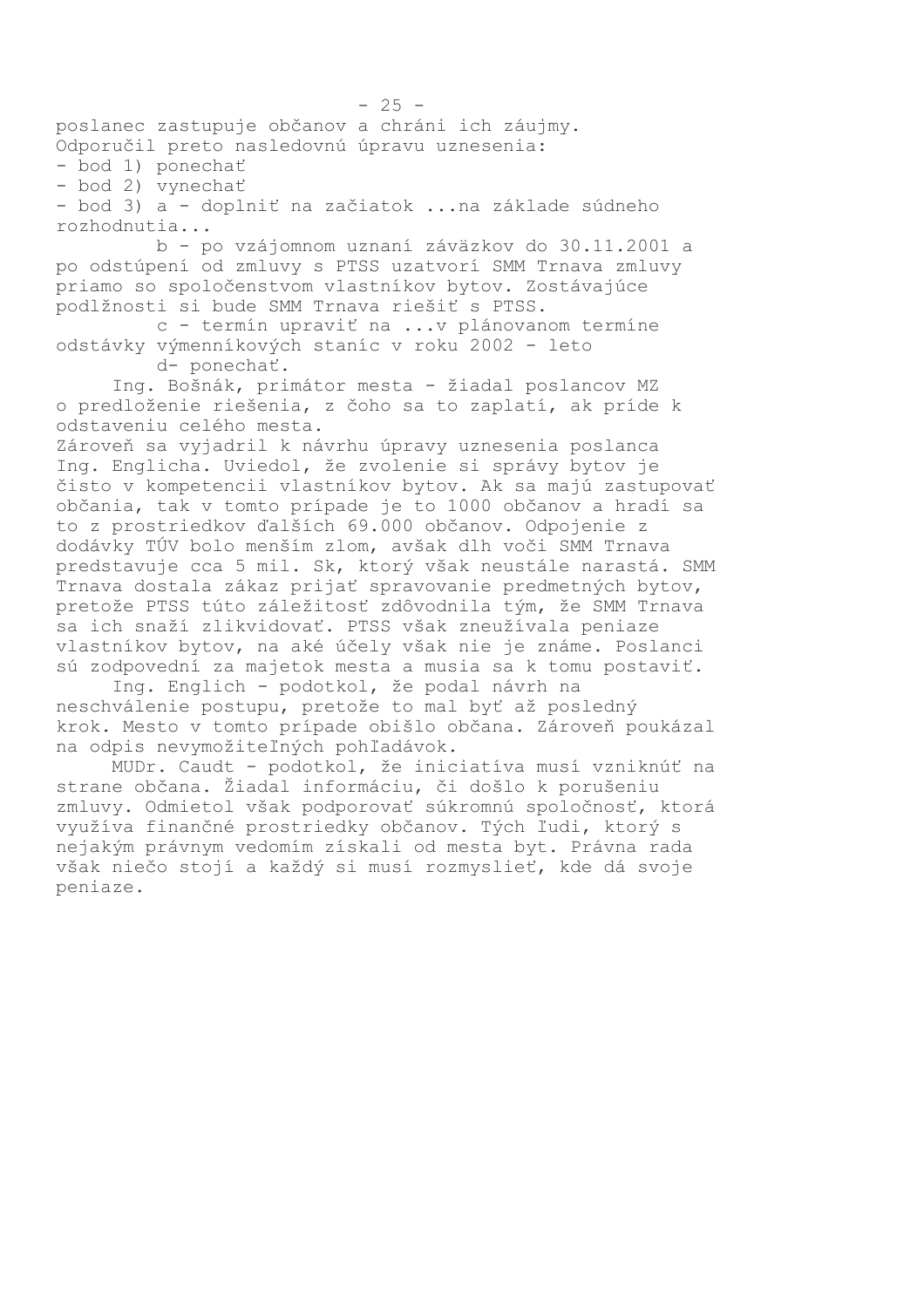poslanec zastupuje občanov a chráni ich záujmy.
Odporučil preto nasledovnú úpravu uznesenia:

- bod 1) ponechať
- bod 2) vynechať
- bod 3) a - doplniť na začiatok ...na základe súdneho rozhodnutia...

b - po vzájomnom uznaní záväzkov do 30.11.2001 a po odstúpení od zmluvy s PTSS uzatvorí SMM Trnava zmluvy priamo so spoločenstvom vlastníkov bytov. Zostávajúce podlžnosti si bude SMM Trnava riešiť s PTSS.

c - termín upraviť na ...v plánovanom termíne odstávky výmenníkových staníc v roku 2002 - leto

d- ponechať.

Ing. Bošnák, primátor mesta - žiadal poslancov MZ o predloženie riešenia, z čoho sa to zaplatí, ak príde k odstaveniu celého mesta.
Zároveň sa vyjadril k návrhu úpravy uznesenia poslanca Ing. Englicha. Uviedol, že zvolenie si správy bytov je čisto v kompetencii vlastníkov bytov. Ak sa majú zastupovať občania, tak v tomto prípade je to 1000 občanov a hradí sa to z prostriedkov ďalších 69.000 občanov. Odpojenie z dodávky TÚV bolo menším zlom, avšak dlh voči SMM Trnava predstavuje cca 5 mil. Sk, ktorý však neustále narastá. SMM Trnava dostala zákaz prijať spravovanie predmetných bytov, pretože PTSS túto záležitosť zdôvodnila tým, že SMM Trnava sa ich snaží zlikvidovať. PTSS však zneužívala peniaze vlastníkov bytov, na aké účely však nie je známe. Poslanci sú zodpovední za majetok mesta a musia sa k tomu postaviť.

Ing. Englich - podotkol, že podal návrh na neschválenie postupu, pretože to mal byť až posledný krok. Mesto v tomto prípade obišlo občana. Zároveň poukázal na odpis nevymožiteľných pohľadávok.

MUDr. Caudt - podotkol, že iniciatíva musí vzniknúť na strane občana. Žiadal informáciu, či došlo k porušeniu zmluvy. Odmietol však podporovať súkromnú spoločnosť, ktorá využíva finančné prostriedky občanov. Tých ľudí, ktorý s nejakým právnym vedomím získali od mesta byt. Právna rada však niečo stojí a každý si musí rozmyslieť, kde dá svoje peniaze.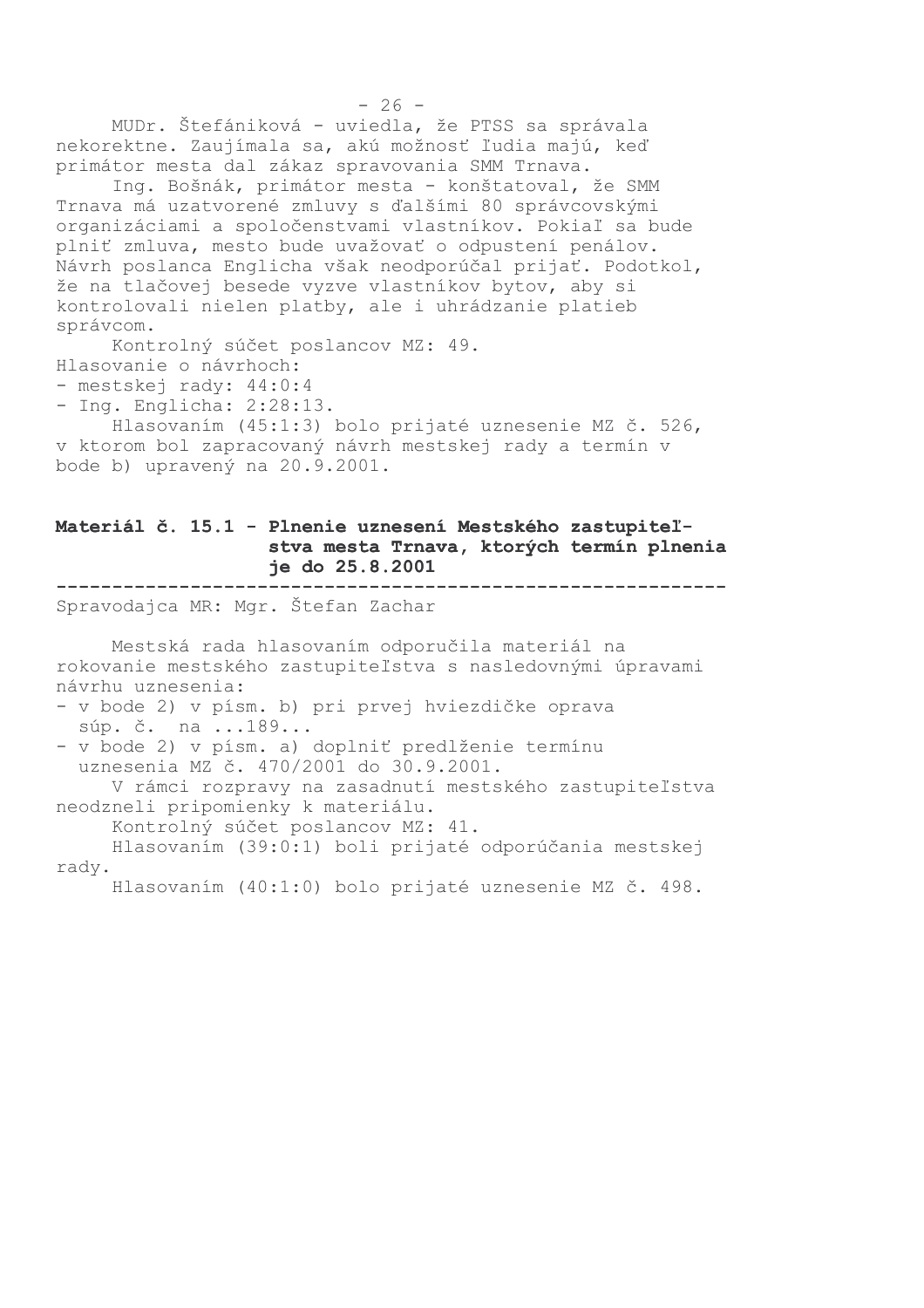MUDr. Štefániková - uviedla, že PTSS sa správala nekorektne. Zaujímala sa, akú možnosť ľudia majú, keď primátor mesta dal zákaz spravovania SMM Trnava.

Ing. Bošnák, primátor mesta - konštatoval, že SMM Trnava má uzatvorené zmluvy s ďalšími 80 správcovskými organizáciami a spoločenstvami vlastníkov. Pokiaľ sa bude plniť zmluva, mesto bude uvažovať o odpustení penálov. Návrh poslanca Englicha však neodporúčal prijať. Podotkol, že na tlačovej besede vyzve vlastníkov bytov, aby si kontrolovali nielen platby, ale i uhrádzanie platieb správcom.

Kontrolný súčet poslancov MZ: 49.

Hlasovanie o návrhoch:
- mestskej rady: 44:0:4
- Ing. Englicha: 2:28:13.

Hlasovaním (45:1:3) bolo prijaté uznesenie MZ č. 526, v ktorom bol zapracovaný návrh mestskej rady a termín v bode b) upravený na 20.9.2001.

## Materiál č. 15.1 - Plnenie uznesení Mestského zastupiteľstva mesta Trnava, ktorých termín plnenia je do 25.8.2001

Spravodajca MR: Mgr. Štefan Zachar

Mestská rada hlasovaním odporučila materiál na rokovanie mestského zastupiteľstva s nasledovnými úpravami návrhu uznesenia:
- v bode 2) v písm. b) pri prvej hviezdičke oprava súp. č. na ...189...
- v bode 2) v písm. a) doplniť predlženie termínu uznesenia MZ č. 470/2001 do 30.9.2001.

V rámci rozpravy na zasadnutí mestského zastupiteľstva neodzneli pripomienky k materiálu.

Kontrolný súčet poslancov MZ: 41.

Hlasovaním (39:0:1) boli prijaté odporúčania mestskej rady.

Hlasovaním (40:1:0) bolo prijaté uznesenie MZ č. 498.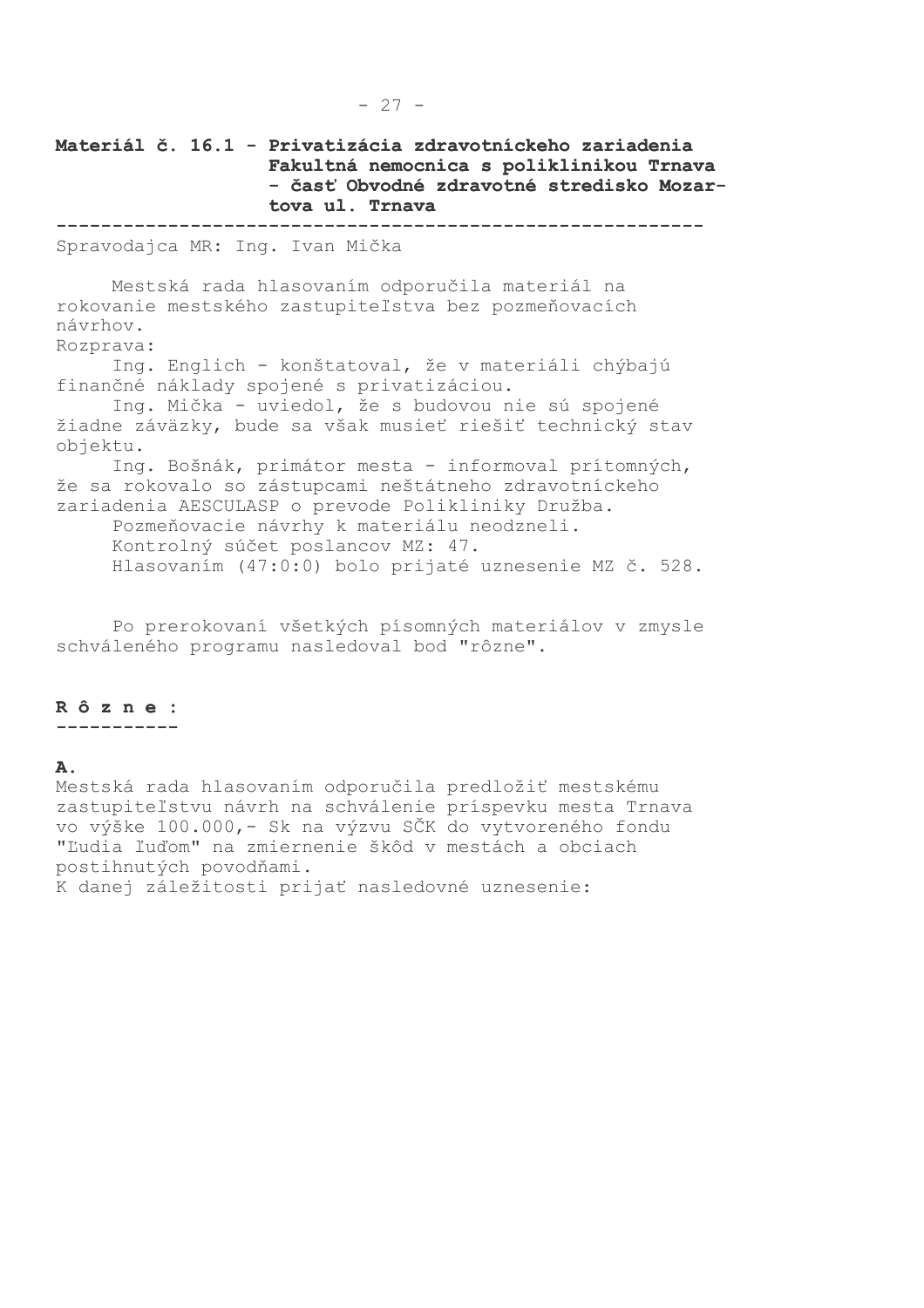**Materiál č. 16.1 - Privatizácia zdravotníckeho zariadenia Fakultná nemocnica s poliklinikou Trnava - časť Obvodné zdravotné stredisko Mozartova ul. Trnava**

Spravodajca MR: Ing. Ivan Mička

Mestská rada hlasovaním odporučila materiál na rokovanie mestského zastupiteľstva bez pozmeňovacích návrhov.

Rozprava:

Ing. Englich - konštatoval, že v materiáli chýbajú finančné náklady spojené s privatizáciou.

Ing. Mička - uviedol, že s budovou nie sú spojené žiadne záväzky, bude sa však musieť riešiť technický stav objektu.

Ing. Bošnák, primátor mesta - informoval prítomných, že sa rokovalo so zástupcami neštátneho zdravotníckeho zariadenia AESCULASP o prevode Polikliniky Družba.

Pozmeňovacie návrhy k materiálu neodzneli.

Kontrolný súčet poslancov MZ: 47.

Hlasovaním (47:0:0) bolo prijaté uznesenie MZ č. 528.

Po prerokovaní všetkých písomných materiálov v zmysle schváleného programu nasledoval bod "rôzne".

**R ô z n e :**

**A.**

Mestská rada hlasovaním odporučila predložiť mestskému zastupiteľstvu návrh na schválenie príspevku mesta Trnava vo výške 100.000,- Sk na výzvu SČK do vytvoreného fondu "Ľudia ľuďom" na zmiernenie škôd v mestách a obciach postihnutých povodňami.

K danej záležitosti prijať nasledovné uznesenie: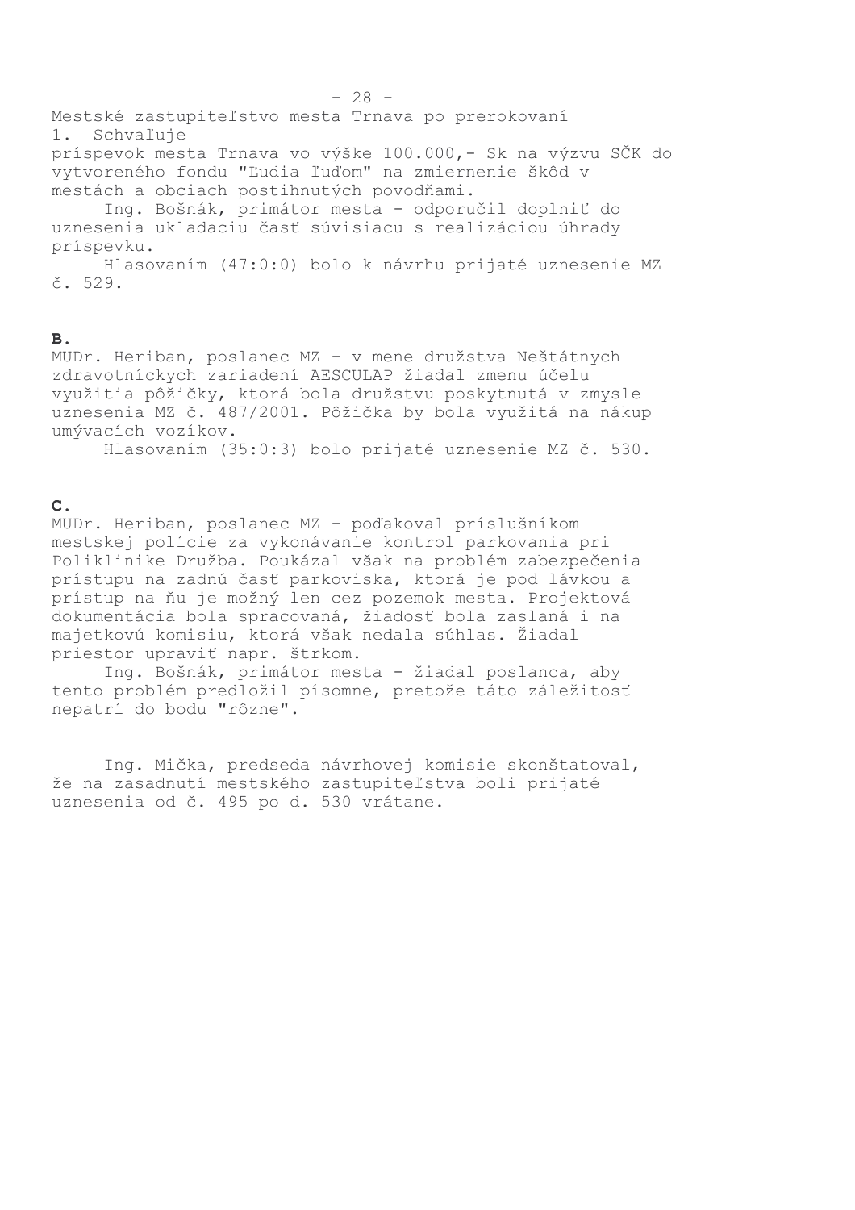Mestské zastupiteľstvo mesta Trnava po prerokovaní
1. Schvaľuje
príspevok mesta Trnava vo výške 100.000,- Sk na výzvu SČK do vytvoreného fondu "Ľudia ľuďom" na zmiernenie škôd v mestách a obciach postihnutých povodňami.

Ing. Bošnák, primátor mesta - odporučil doplniť do uznesenia ukladaciu časť súvisiacu s realizáciou úhrady príspevku.

Hlasovaním (47:0:0) bolo k návrhu prijaté uznesenie MZ č. 529.

**B.**

MUDr. Heriban, poslanec MZ - v mene družstva Neštátnych zdravotníckych zariadení AESCULAP žiadal zmenu účelu využitia pôžičky, ktorá bola družstvu poskytnutá v zmysle uznesenia MZ č. 487/2001. Pôžička by bola využitá na nákup umývacích vozíkov.

Hlasovaním (35:0:3) bolo prijaté uznesenie MZ č. 530.

**C.**

MUDr. Heriban, poslanec MZ - poďakoval príslušníkom mestskej polície za vykonávanie kontrol parkovania pri Poliklinike Družba. Poukázal však na problém zabezpečenia prístupu na zadnú časť parkoviska, ktorá je pod lávkou a prístup na ňu je možný len cez pozemok mesta. Projektová dokumentácia bola spracovaná, žiadosť bola zaslaná i na majetkovú komisiu, ktorá však nedala súhlas. Žiadal priestor upraviť napr. štrkom.

Ing. Bošnák, primátor mesta - žiadal poslanca, aby tento problém predložil písomne, pretože táto záležitosť nepatrí do bodu "rôzne".

Ing. Mička, predseda návrhovej komisie skonštatoval, že na zasadnutí mestského zastupiteľstva boli prijaté uznesenia od č. 495 po d. 530 vrátane.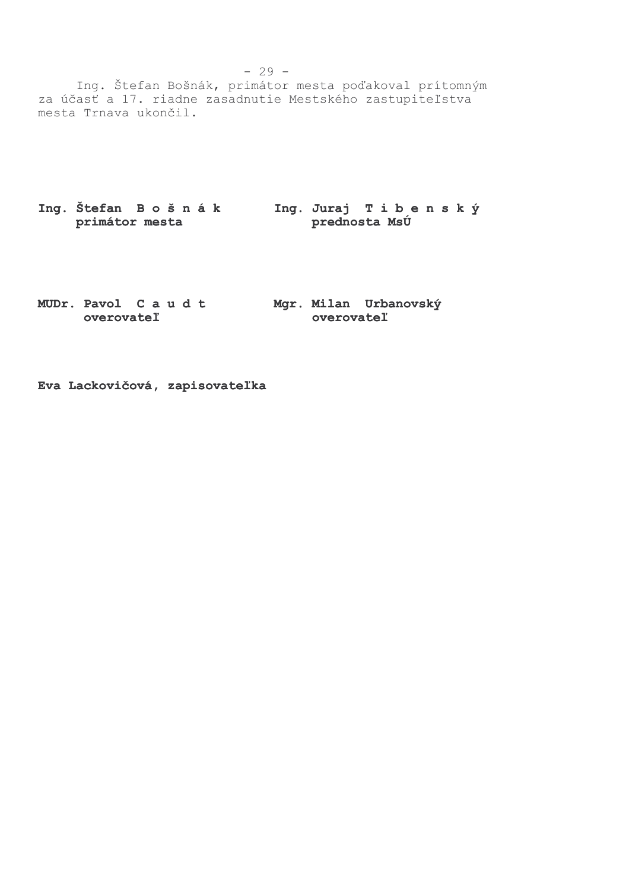Ing. Štefan Bošnák, primátor mesta poďakoval prítomným za účasť a 17. riadne zasadnutie Mestského zastupiteľstva mesta Trnava ukončil.

| | |
|---|---|
| **Ing. Štefan B o š n á k**<br>**primátor mesta** | **Ing. Juraj T i b e n s k ý**<br>**prednosta MsÚ** |
| **MUDr. Pavol C a u d t**<br>**overovateľ** | **Mgr. Milan Urbanovský**<br>**overovateľ** |

**Eva Lackovičová, zapisovateľka**